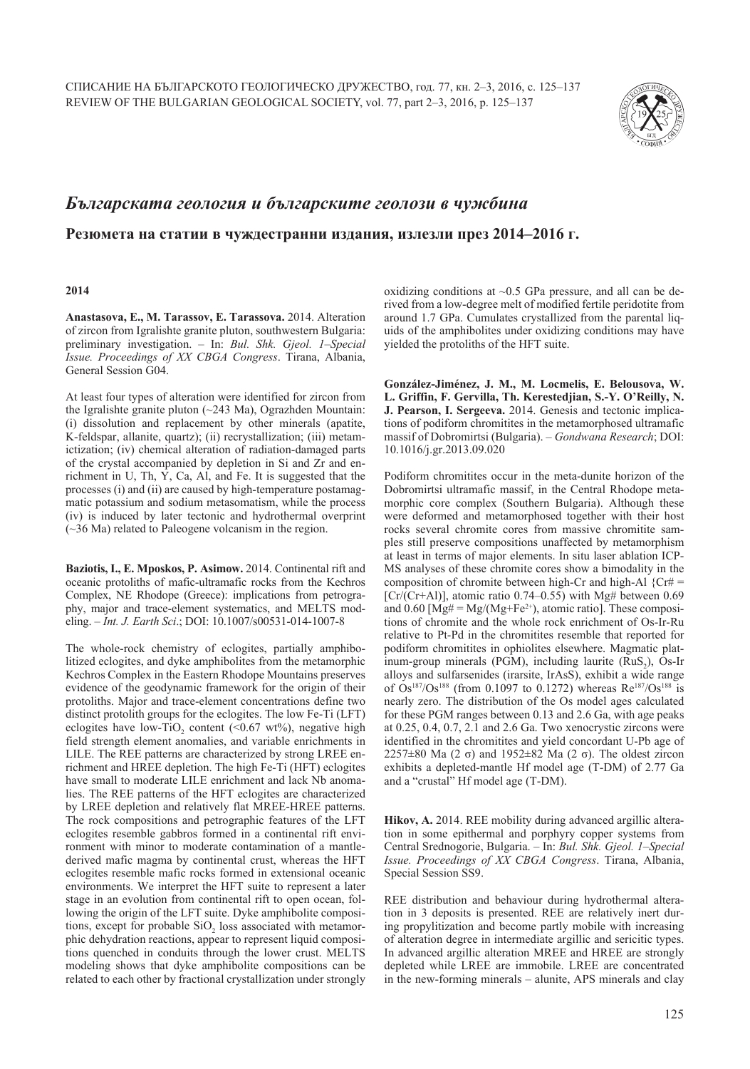# *Българската геология и българските геолози в чужбина*

## Резюмета на статии в чуждестранни издания, излезли през 2014–2016 г.

### 2014

**Anastasova, E., M. Tarassov, E. Tarassova.** 2014. Alteration of zircon from Igralishte granite pluton, southwestern Bulgaria: preliminary investigation. – In: *Bul. Shk. Gjeol. 1–Special Issue. Proceedings of XX CBGA Congress*. Tirana, Albania, General Session G04.

At least four types of alteration were identified for zircon from the Igralishte granite pluton (~243 Ma), Ograzhden Mountain: (i) dissolution and replacement by other minerals (apatite, K-feldspar, allanite, quartz); (ii) recrystallization; (iii) metamictization; (iv) chemical alteration of radiation-damaged parts of the crystal accompanied by depletion in Si and Zr and enrichment in U, Th, Y, Ca, Al, and Fe. It is suggested that the processes (i) and (ii) are caused by high-temperature postamagmatic potassium and sodium metasomatism, while the process (iv) is induced by later tectonic and hydrothermal overprint (~36 Ma) related to Paleogene volcanism in the region.

**Baziotis, I., E. Mposkos, P. Asimow.** 2014. Continental rift and oceanic protoliths of mafic-ultramafic rocks from the Kechros Complex, NE Rhodope (Greece): implications from petrography, major and trace-element systematics, and MELTS modeling. – *Int. J. Earth Sci*.; DOI: 10.1007/s00531-014-1007-8

The whole-rock chemistry of eclogites, partially amphibolitized eclogites, and dyke amphibolites from the metamorphic Kechros Complex in the Eastern Rhodope Mountains preserves evidence of the geodynamic framework for the origin of their protoliths. Major and trace-element concentrations define two distinct protolith groups for the eclogites. The low Fe-Ti (LFT) eclogites have low-$TiO_2$ content (<0.67 wt%), negative high field strength element anomalies, and variable enrichments in LILE. The REE patterns are characterized by strong LREE enrichment and HREE depletion. The high Fe-Ti (HFT) eclogites have small to moderate LILE enrichment and lack Nb anomalies. The REE patterns of the HFT eclogites are characterized by LREE depletion and relatively flat MREE-HREE patterns. The rock compositions and petrographic features of the LFT eclogites resemble gabbros formed in a continental rift environment with minor to moderate contamination of a mantle-derived mafic magma by continental crust, whereas the HFT eclogites resemble mafic rocks formed in extensional oceanic environments. We interpret the HFT suite to represent a later stage in an evolution from continental rift to open ocean, following the origin of the LFT suite. Dyke amphibolite compositions, except for probable $SiO_2$ loss associated with metamorphic dehydration reactions, appear to represent liquid compositions quenched in conduits through the lower crust. MELTS modeling shows that dyke amphibolite compositions can be related to each other by fractional crystallization under strongly oxidizing conditions at ~0.5 GPa pressure, and all can be derived from a low-degree melt of modified fertile peridotite from around 1.7 GPa. Cumulates crystallized from the parental liquids of the amphibolites under oxidizing conditions may have yielded the protoliths of the HFT suite.

**González-Jiménez, J. M., M. Locmelis, E. Belousova, W. L. Griffin, F. Gervilla, Th. Kerestedjian, S.-Y. O'Reilly, N. J. Pearson, I. Sergeeva.** 2014. Genesis and tectonic implications of podiform chromitites in the metamorphosed ultramafic massif of Dobromirtsi (Bulgaria). – *Gondwana Research*; DOI: 10.1016/j.gr.2013.09.020

Podiform chromitites occur in the meta-dunite horizon of the Dobromirtsi ultramafic massif, in the Central Rhodope metamorphic core complex (Southern Bulgaria). Although these were deformed and metamorphosed together with their host rocks several chromite cores from massive chromitite samples still preserve compositions unaffected by metamorphism at least in terms of major elements. In situ laser ablation ICP-MS analyses of these chromite cores show a bimodality in the composition of chromite between high-Cr and high-Al {Cr# = [Cr/(Cr+Al)], atomic ratio 0.74–0.55) with Mg# between 0.69 and 0.60 [Mg# = Mg/(Mg+$Fe^{2+}$), atomic ratio]. These compositions of chromite and the whole rock enrichment of Os-Ir-Ru relative to Pt-Pd in the chromitites resemble that reported for podiform chromitites in ophiolites elsewhere. Magmatic platinum-group minerals (PGM), including laurite ($RuS_2$), Os-Ir alloys and sulfarsenides (irarsite, IrAsS), exhibit a wide range of $Os^{187}/Os^{188}$ (from 0.1097 to 0.1272) whereas $Re^{187}/Os^{188}$ is nearly zero. The distribution of the Os model ages calculated for these PGM ranges between 0.13 and 2.6 Ga, with age peaks at 0.25, 0.4, 0.7, 2.1 and 2.6 Ga. Two xenocrystic zircons were identified in the chromitites and yield concordant U-Pb age of 2257±80 Ma (2 σ) and 1952±82 Ma (2 σ). The oldest zircon exhibits a depleted-mantle Hf model age (T-DM) of 2.77 Ga and a "crustal" Hf model age (T-DM).

**Hikov, A.** 2014. REE mobility during advanced argillic alteration in some epithermal and porphyry copper systems from Central Srednogorie, Bulgaria. – In: *Bul. Shk. Gjeol. 1–Special Issue. Proceedings of XX CBGA Congress*. Tirana, Albania, Special Session SS9.

REE distribution and behaviour during hydrothermal alteration in 3 deposits is presented. REE are relatively inert during propylitization and become partly mobile with increasing of alteration degree in intermediate argillic and sericitic types. In advanced argillic alteration MREE and HREE are strongly depleted while LREE are immobile. LREE are concentrated in the new-forming minerals – alunite, APS minerals and clay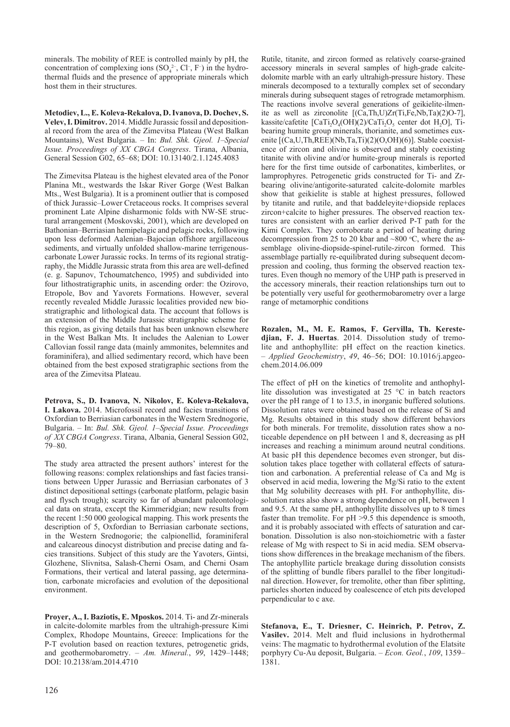minerals. The mobility of REE is controlled mainly by pH, the concentration of complexing ions ($SO_4^{2-}$, $Cl^-$, $F^-$) in the hydrothermal fluids and the presence of appropriate minerals which host them in their structures.

**Metodiev, L., E. Koleva-Rekalova, D. Ivanova, D. Dochev, S. Velev, I. Dimitrov.** 2014. Middle Jurassic fossil and depositional record from the area of the Zimevitsa Plateau (West Balkan Mountains), West Bulgaria. – In: *Bul. Shk. Gjeol. 1–Special Issue. Proceedings of XX CBGA Congress*. Tirana, Albania, General Session G02, 65–68; DOI: 10.13140/2.1.1245.4083

The Zimevitsa Plateau is the highest elevated area of the Ponor Planina Mt., westwards the Iskar River Gorge (West Balkan Mts., West Bulgaria). It is a prominent outlier that is composed of thick Jurassic–Lower Cretaceous rocks. It comprises several prominent Late Alpine disharmonic folds with NW-SE structural arrangement (Moskovski, 2001), which are developed on Bathonian–Berriasian hemipelagic and pelagic rocks, following upon less deformed Aalenian–Bajocian offshore argillaceous sediments, and virtually unfolded shallow-marine terrigenous-carbonate Lower Jurassic rocks. In terms of its regional stratigraphy, the Middle Jurassic strata from this area are well-defined (e. g. Sapunov, Tchoumatchenco, 1995) and subdivided into four lithostratigraphic units, in ascending order: the Ozirovo, Etropole, Bov and Yavorets Formations. However, several recently revealed Middle Jurassic localities provided new biostratigraphic and lithological data. The account that follows is an extension of the Middle Jurassic stratigraphic scheme for this region, as giving details that has been unknown elsewhere in the West Balkan Mts. It includes the Aalenian to Lower Callovian fossil range data (mainly ammonites, belemnites and foraminifera), and allied sedimentary record, which have been obtained from the best exposed stratigraphic sections from the area of the Zimevitsa Plateau.

**Petrova, S., D. Ivanova, N. Nikolov, E. Koleva-Rekalova, I. Lakova.** 2014. Microfossil record and facies transitions of Oxfordian to Berriasian carbonates in the Western Srednogorie, Bulgaria. – In: *Bul. Shk. Gjeol. 1–Special Issue. Proceedings of XX CBGA Congress*. Tirana, Albania, General Session G02, 79–80.

The study area attracted the present authors' interest for the following reasons: complex relationships and fast facies transitions between Upper Jurassic and Berriasian carbonates of 3 distinct depositional settings (carbonate platform, pelagic basin and flysch trough); scarcity so far of abundant paleontological data on strata, except the Kimmeridgian; new results from the recent 1:50 000 geological mapping. This work presents the description of 5, Oxfordian to Berriasian carbonate sections, in the Western Srednogorie; the calpionellid, foraminiferal and calcareous dinocyst distribution and precise dating and facies transitions. Subject of this study are the Yavoters, Gintsi, Glozhene, Slivnitsa, Salash-Cherni Osam, and Cherni Osam Formations, their vertical and lateral passing, age determination, carbonate microfacies and evolution of the depositional environment.

**Proyer, A., I. Baziotis, E. Mposkos.** 2014. Ti- and Zr-minerals in calcite-dolomite marbles from the ultrahigh-pressure Kimi Complex, Rhodope Mountains, Greece: Implications for the P-T evolution based on reaction textures, petrogenetic grids, and geothermobarometry. – *Am. Mineral.*, *99*, 1429–1448; DOI: 10.2138/am.2014.4710

Rutile, titanite, and zircon formed as relatively coarse-grained accessory minerals in several samples of high-grade calcite-dolomite marble with an early ultrahigh-pressure history. These minerals decomposed to a texturally complex set of secondary minerals during subsequent stages of retrograde metamorphism. The reactions involve several generations of geikielite-ilmenite as well as zirconolite [(Ca,Th,U)Zr(Ti,Fe,Nb,Ta)(2)O-7], kassite/cafetite [$CaTi_2O_4(OH)(2)/CaTi_2O_5$ center dot $H_2O$], Ti-bearing humite group minerals, thorianite, and sometimes euxenite [(Ca,U,Th,REE)(Nb,Ta,Ti)(2)(O,OH)(6)]. Stable coexistence of zircon and olivine is observed and stably coexisting titanite with olivine and/or humite-group minerals is reported here for the first time outside of carbonatites, kimberlites, or lamprophyres. Petrogenetic grids constructed for Ti- and Zr-bearing olivine/antigorite-saturated calcite-dolomite marbles show that geikielite is stable at highest pressures, followed by titanite and rutile, and that baddeleyite+diopside replaces zircon+calcite to higher pressures. The observed reaction textures are consistent with an earlier derived P-T path for the Kimi Complex. They corroborate a period of heating during decompression from 25 to 20 kbar and ~800 °C, where the assemblage olivine-diopside-spinel-rutile-zircon formed. This assemblage partially re-equilibrated during subsequent decompression and cooling, thus forming the observed reaction textures. Even though no memory of the UHP path is preserved in the accessory minerals, their reaction relationships turn out to be potentially very useful for geothermobarometry over a large range of metamorphic conditions

**Rozalen, M., M. E. Ramos, F. Gervilla, Th. Kerestedjian, F. J. Huertas**. 2014. Dissolution study of tremolite and anthophyllite: pH effect on the reaction kinetics. – *Applied Geochemistry*, *49*, 46–56; DOI: 10.1016/j.apgeochem.2014.06.009

The effect of pH on the kinetics of tremolite and anthophyllite dissolution was investigated at 25 °C in batch reactors over the pH range of 1 to 13.5, in inorganic buffered solutions. Dissolution rates were obtained based on the release of Si and Mg. Results obtained in this study show different behaviors for both minerals. For tremolite, dissolution rates show a noticeable dependence on pH between 1 and 8, decreasing as pH increases and reaching a minimum around neutral conditions. At basic pH this dependence becomes even stronger, but dissolution takes place together with collateral effects of saturation and carbonation. A preferential release of Ca and Mg is observed in acid media, lowering the Mg/Si ratio to the extent that Mg solubility decreases with pH. For anthophyllite, dissolution rates also show a strong dependence on pH, between 1 and 9.5. At the same pH, anthophyllite dissolves up to 8 times faster than tremolite. For pH >9.5 this dependence is smooth, and it is probably associated with effects of saturation and carbonation. Dissolution is also non-stoichiometric with a faster release of Mg with respect to Si in acid media. SEM observations show differences in the breakage mechanism of the fibers. The antophyllite particle breakage during dissolution consists of the splitting of bundle fibers parallel to the fiber longitudinal direction. However, for tremolite, other than fiber splitting, particles shorten induced by coalescence of etch pits developed perpendicular to c axe.

**Stefanova, E., T. Driesner, C. Heinrich, P. Petrov, Z. Vasilev.** 2014. Melt and fluid inclusions in hydrothermal veins: The magmatic to hydrothermal evolution of the Elatsite porphyry Cu-Au deposit, Bulgaria. – *Econ. Geol.*, *109*, 1359–1381.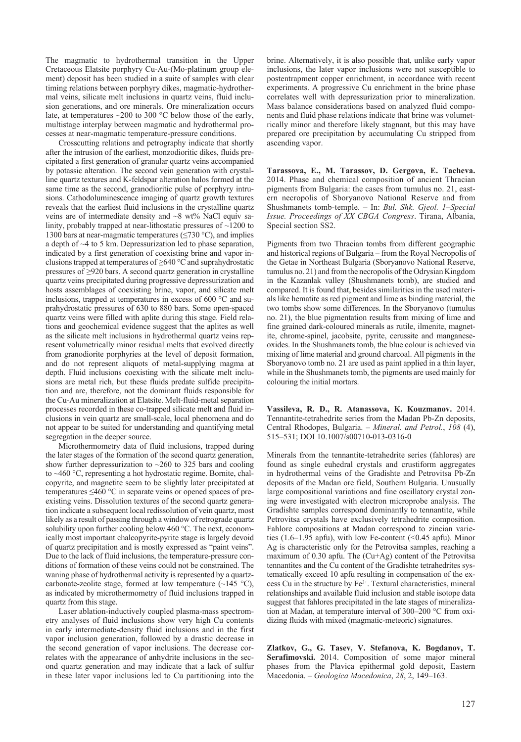The magmatic to hydrothermal transition in the Upper Cretaceous Elatsite porphyry Cu-Au-(Mo-platinum group element) deposit has been studied in a suite of samples with clear timing relations between porphyry dikes, magmatic-hydrothermal veins, silicate melt inclusions in quartz veins, fluid inclusion generations, and ore minerals. Ore mineralization occurs late, at temperatures ~200 to 300 °C below those of the early, multistage interplay between magmatic and hydrothermal processes at near-magmatic temperature-pressure conditions.

Crosscutting relations and petrography indicate that shortly after the intrusion of the earliest, monzodioritic dikes, fluids precipitated a first generation of granular quartz veins accompanied by potassic alteration. The second vein generation with crystalline quartz textures and K-feldspar alteration halos formed at the same time as the second, granodioritic pulse of porphyry intrusions. Cathodoluminescence imaging of quartz growth textures reveals that the earliest fluid inclusions in the crystalline quartz veins are of intermediate density and ~8 wt% NaCl equiv salinity, probably trapped at near-lithostatic pressures of ~1200 to 1300 bars at near-magmatic temperatures (≤730 °C), and implies a depth of ~4 to 5 km. Depressurization led to phase separation, indicated by a first generation of coexisting brine and vapor inclusions trapped at temperatures of ≥640 °C and suprahydrostatic pressures of ≥920 bars. A second quartz generation in crystalline quartz veins precipitated during progressive depressurization and hosts assemblages of coexisting brine, vapor, and silicate melt inclusions, trapped at temperatures in excess of 600 °C and suprahydrostatic pressures of 630 to 880 bars. Some open-spaced quartz veins were filled with aplite during this stage. Field relations and geochemical evidence suggest that the aplites as well as the silicate melt inclusions in hydrothermal quartz veins represent volumetrically minor residual melts that evolved directly from granodiorite porphyries at the level of deposit formation, and do not represent aliquots of metal-supplying magma at depth. Fluid inclusions coexisting with the silicate melt inclusions are metal rich, but these fluids predate sulfide precipitation and are, therefore, not the dominant fluids responsible for the Cu-Au mineralization at Elatsite. Melt-fluid-metal separation processes recorded in these co-trapped silicate melt and fluid inclusions in vein quartz are small-scale, local phenomena and do not appear to be suited for understanding and quantifying metal segregation in the deeper source.

Microthermometry data of fluid inclusions, trapped during the later stages of the formation of the second quartz generation, show further depressurization to ~260 to 325 bars and cooling to ~460 °C, representing a hot hydrostatic regime. Bornite, chalcopyrite, and magnetite seem to be slightly later precipitated at temperatures ≤460 °C in separate veins or opened spaces of preexisting veins. Dissolution textures of the second quartz generation indicate a subsequent local redissolution of vein quartz, most likely as a result of passing through a window of retrograde quartz solubility upon further cooling below 460 °C. The next, economically most important chalcopyrite-pyrite stage is largely devoid of quartz precipitation and is mostly expressed as "paint veins". Due to the lack of fluid inclusions, the temperature-pressure conditions of formation of these veins could not be constrained. The waning phase of hydrothermal activity is represented by a quartz-carbonate-zeolite stage, formed at low temperature (~145 °C), as indicated by microthermometry of fluid inclusions trapped in quartz from this stage.

Laser ablation-inductively coupled plasma-mass spectrometry analyses of fluid inclusions show very high Cu contents in early intermediate-density fluid inclusions and in the first vapor inclusion generation, followed by a drastic decrease in the second generation of vapor inclusions. The decrease correlates with the appearance of anhydrite inclusions in the second quartz generation and may indicate that a lack of sulfur in these later vapor inclusions led to Cu partitioning into the brine. Alternatively, it is also possible that, unlike early vapor inclusions, the later vapor inclusions were not susceptible to postentrapment copper enrichment, in accordance with recent experiments. A progressive Cu enrichment in the brine phase correlates well with depressurization prior to mineralization. Mass balance considerations based on analyzed fluid components and fluid phase relations indicate that brine was volumetrically minor and therefore likely stagnant, but this may have prepared ore precipitation by accumulating Cu stripped from ascending vapor.

**Tarassova, E., M. Tarassov, D. Gergova, E. Tacheva.** 2014. Phase and chemical composition of ancient Thracian pigments from Bulgaria: the cases from tumulus no. 21, eastern necropolis of Sboryanovo National Reserve and from Shushmanets tomb-temple. – In: *Bul. Shk. Gjeol. 1–Special Issue. Proceedings of XX CBGA Congress*. Tirana, Albania, Special section SS2.

Pigments from two Thracian tombs from different geographic and historical regions of Bulgaria – from the Royal Necropolis of the Getae in Northeast Bulgaria (Sboryanovo National Reserve, tumulus no. 21) and from the necropolis of the Odrysian Kingdom in the Kazanlak valley (Shushmanets tomb), are studied and compared. It is found that, besides similarities in the used materials like hematite as red pigment and lime as binding material, the two tombs show some differences. In the Sboryanovo (tumulus no. 21), the blue pigmentation results from mixing of lime and fine grained dark-coloured minerals as rutile, ilmenite, magnetite, chrome-spinel, jacobsite, pyrite, cerussite and manganese-oxides. In the Shushmanets tomb, the blue colour is achieved via mixing of lime material and ground charcoal. All pigments in the Sboryanovo tomb no. 21 are used as paint applied in a thin layer, while in the Shushmanets tomb, the pigments are used mainly for colouring the initial mortars.

**Vassileva, R. D., R. Atanassova, K. Kouzmanov.** 2014. Tennantite-tetrahedrite series from the Madan Pb-Zn deposits, Central Rhodopes, Bulgaria. – *Mineral. and Petrol.*, *108* (4), 515–531; DOI 10.1007/s00710-013-0316-0

Minerals from the tennantite-tetrahedrite series (fahlores) are found as single euhedral crystals and crustiform aggregates in hydrothermal veins of the Gradishte and Petrovitsa Pb-Zn deposits of the Madan ore field, Southern Bulgaria. Unusually large compositional variations and fine oscillatory crystal zoning were investigated with electron microprobe analysis. The Gradishte samples correspond dominantly to tennantite, while Petrovitsa crystals have exclusively tetrahedrite composition. Fahlore compositions at Madan correspond to zincian varieties (1.6–1.95 apfu), with low Fe-content (<0.45 apfu). Minor Ag is characteristic only for the Petrovitsa samples, reaching a maximum of 0.30 apfu. The (Cu+Ag) content of the Petrovitsa tennantites and the Cu content of the Gradishte tetrahedrites systematically exceed 10 apfu resulting in compensation of the excess Cu in the structure by $Fe^{3+}$. Textural characteristics, mineral relationships and available fluid inclusion and stable isotope data suggest that fahlores precipitated in the late stages of mineralization at Madan, at temperature interval of 300–200 °C from oxidizing fluids with mixed (magmatic-meteoric) signatures.

**Zlatkov, G., G. Tasev, V. Stefanova, K. Bogdanov, T. Serafimovski.** 2014. Composition of some major mineral phases from the Plavica epithermal gold deposit, Eastern Macedonia. – *Geologica Macedonica*, *28*, 2, 149–163.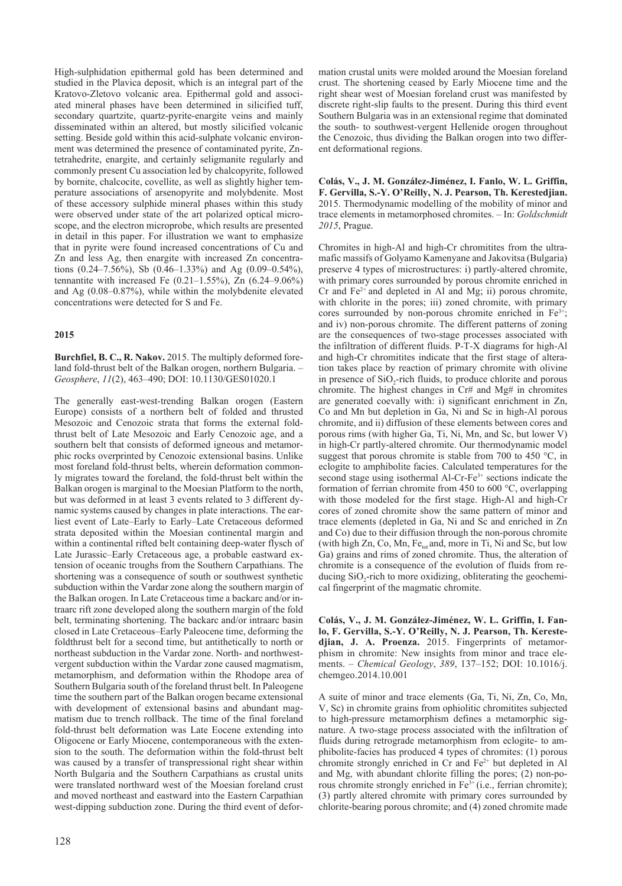High-sulphidation epithermal gold has been determined and studied in the Plavica deposit, which is an integral part of the Kratovo-Zletovo volcanic area. Epithermal gold and associated mineral phases have been determined in silicified tuff, secondary quartzite, quartz-pyrite-enargite veins and mainly disseminated within an altered, but mostly silicified volcanic setting. Beside gold within this acid-sulphate volcanic environment was determined the presence of contaminated pyrite, Zn-tetrahedrite, enargite, and certainly seligmanite regularly and commonly present Cu association led by chalcopyrite, followed by bornite, chalcocite, covellite, as well as slightly higher temperature associations of arsenopyrite and molybdenite. Most of these accessory sulphide mineral phases within this study were observed under state of the art polarized optical microscope, and the electron microprobe, which results are presented in detail in this paper. For illustration we want to emphasize that in pyrite were found increased concentrations of Cu and Zn and less Ag, then enargite with increased Zn concentrations (0.24–7.56%), Sb (0.46–1.33%) and Ag (0.09–0.54%), tennantite with increased Fe (0.21–1.55%), Zn (6.24–9.06%) and Ag (0.08–0.87%), while within the molybdenite elevated concentrations were detected for S and Fe.

## 2015

**Burchfiel, B. C., R. Nakov.** 2015. The multiply deformed foreland fold-thrust belt of the Balkan orogen, northern Bulgaria. – *Geosphere*, *11*(2), 463–490; DOI: 10.1130/GES01020.1

The generally east-west-trending Balkan orogen (Eastern Europe) consists of a northern belt of folded and thrusted Mesozoic and Cenozoic strata that forms the external fold-thrust belt of Late Mesozoic and Early Cenozoic age, and a southern belt that consists of deformed igneous and metamorphic rocks overprinted by Cenozoic extensional basins. Unlike most foreland fold-thrust belts, wherein deformation commonly migrates toward the foreland, the fold-thrust belt within the Balkan orogen is marginal to the Moesian Platform to the north, but was deformed in at least 3 events related to 3 different dynamic systems caused by changes in plate interactions. The earliest event of Late–Early to Early–Late Cretaceous deformed strata deposited within the Moesian continental margin and within a continental rifted belt containing deep-water flysch of Late Jurassic–Early Cretaceous age, a probable eastward extension of oceanic troughs from the Southern Carpathians. The shortening was a consequence of south or southwest synthetic subduction within the Vardar zone along the southern margin of the Balkan orogen. In Late Cretaceous time a backarc and/or intraarc rift zone developed along the southern margin of the fold belt, terminating shortening. The backarc and/or intraarc basin closed in Late Cretaceous–Early Paleocene time, deforming the foldthrust belt for a second time, but antithetically to north or northeast subduction in the Vardar zone. North- and northwest-vergent subduction within the Vardar zone caused magmatism, metamorphism, and deformation within the Rhodope area of Southern Bulgaria south of the foreland thrust belt. In Paleogene time the southern part of the Balkan orogen became extensional with development of extensional basins and abundant magmatism due to trench rollback. The time of the final foreland fold-thrust belt deformation was Late Eocene extending into Oligocene or Early Miocene, contemporaneous with the extension to the south. The deformation within the fold-thrust belt was caused by a transfer of transpressional right shear within North Bulgaria and the Southern Carpathians as crustal units were translated northward west of the Moesian foreland crust and moved northeast and eastward into the Eastern Carpathian west-dipping subduction zone. During the third event of deformation crustal units were molded around the Moesian foreland crust. The shortening ceased by Early Miocene time and the right shear west of Moesian foreland crust was manifested by discrete right-slip faults to the present. During this third event Southern Bulgaria was in an extensional regime that dominated the south- to southwest-vergent Hellenide orogen throughout the Cenozoic, thus dividing the Balkan orogen into two different deformational regions.

**Colás, V., J. M. González-Jiménez, I. Fanlo, W. L. Griffin, F. Gervilla, S.-Y. O'Reilly, N. J. Pearson, Th. Kerestedjian.** 2015. Thermodynamic modelling of the mobility of minor and trace elements in metamorphosed chromites. – In: *Goldschmidt 2015*, Prague.

Chromites in high-Al and high-Cr chromitites from the ultramafic massifs of Golyamo Kamenyane and Jakovitsa (Bulgaria) preserve 4 types of microstructures: i) partly-altered chromite, with primary cores surrounded by porous chromite enriched in Cr and $Fe^{2+}$ and depleted in Al and Mg; ii) porous chromite, with chlorite in the pores; iii) zoned chromite, with primary cores surrounded by non-porous chromite enriched in $Fe^{3+}$; and iv) non-porous chromite. The different patterns of zoning are the consequences of two-stage processes associated with the infiltration of different fluids. P-T-X diagrams for high-Al and high-Cr chromitites indicate that the first stage of alteration takes place by reaction of primary chromite with olivine in presence of $SiO_2$-rich fluids, to produce chlorite and porous chromite. The highest changes in Cr# and Mg# in chromites are generated coevally with: i) significant enrichment in Zn, Co and Mn but depletion in Ga, Ni and Sc in high-Al porous chromite, and ii) diffusion of these elements between cores and porous rims (with higher Ga, Ti, Ni, Mn, and Sc, but lower V) in high-Cr partly-altered chromite. Our thermodynamic model suggest that porous chromite is stable from 700 to 450 °C, in eclogite to amphibolite facies. Calculated temperatures for the second stage using isothermal Al-Cr-$Fe^{3+}$ sections indicate the formation of ferrian chromite from 450 to 600 °C, overlapping with those modeled for the first stage. High-Al and high-Cr cores of zoned chromite show the same pattern of minor and trace elements (depleted in Ga, Ni and Sc and enriched in Zn and Co) due to their diffusion through the non-porous chromite (with high Zn, Co, Mn, $Fe_{tot}$ and, more in Ti, Ni and Sc, but low Ga) grains and rims of zoned chromite. Thus, the alteration of chromite is a consequence of the evolution of fluids from reducing $SiO_2$-rich to more oxidizing, obliterating the geochemical fingerprint of the magmatic chromite.

**Colás, V., J. M. González-Jiménez, W. L. Griffin, I. Fanlo, F. Gervilla, S.-Y. O'Reilly, N. J. Pearson, Th. Kerestedjian, J. A. Proenza.** 2015. Fingerprints of metamorphism in chromite: New insights from minor and trace elements. – *Chemical Geology*, *389*, 137–152; DOI: 10.1016/j.chemgeo.2014.10.001

A suite of minor and trace elements (Ga, Ti, Ni, Zn, Co, Mn, V, Sc) in chromite grains from ophiolitic chromitites subjected to high-pressure metamorphism defines a metamorphic signature. A two-stage process associated with the infiltration of fluids during retrograde metamorphism from eclogite- to amphibolite-facies has produced 4 types of chromites: (1) porous chromite strongly enriched in Cr and $Fe^{2+}$ but depleted in Al and Mg, with abundant chlorite filling the pores; (2) non-porous chromite strongly enriched in $Fe^{3+}$ (i.e., ferrian chromite); (3) partly altered chromite with primary cores surrounded by chlorite-bearing porous chromite; and (4) zoned chromite made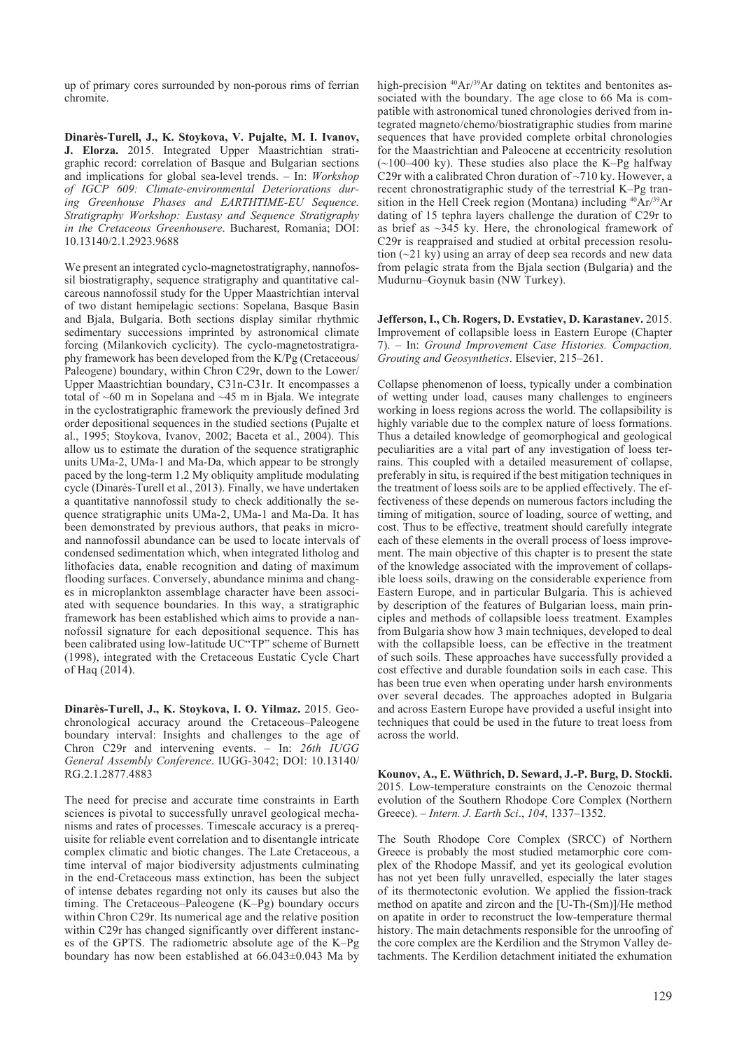up of primary cores surrounded by non-porous rims of ferrian chromite.

**Dinarès-Turell, J., K. Stoykova, V. Pujalte, M. I. Ivanov, J. Elorza.** 2015. Integrated Upper Maastrichtian stratigraphic record: correlation of Basque and Bulgarian sections and implications for global sea-level trends. – In: *Workshop of IGCP 609: Climate-environmental Deteriorations during Greenhouse Phases and EARTHTIME-EU Sequence. Stratigraphy Workshop: Eustasy and Sequence Stratigraphy in the Cretaceous Greenhousere*. Bucharest, Romania; DOI: 10.13140/2.1.2923.9688

We present an integrated cyclo-magnetostratigraphy, nannofossil biostratigraphy, sequence stratigraphy and quantitative calcareous nannofossil study for the Upper Maastrichtian interval of two distant hemipelagic sections: Sopelana, Basque Basin and Bjala, Bulgaria. Both sections display similar rhythmic sedimentary successions imprinted by astronomical climate forcing (Milankovich cyclicity). The cyclo-magnetostratigraphy framework has been developed from the K/Pg (Cretaceous/Paleogene) boundary, within Chron C29r, down to the Lower/Upper Maastrichtian boundary, C31n-C31r. It encompasses a total of ~60 m in Sopelana and ~45 m in Bjala. We integrate in the cyclostratigraphic framework the previously defined 3rd order depositional sequences in the studied sections (Pujalte et al., 1995; Stoykova, Ivanov, 2002; Baceta et al., 2004). This allow us to estimate the duration of the sequence stratigraphic units UMa-2, UMa-1 and Ma-Da, which appear to be strongly paced by the long-term 1.2 My obliquity amplitude modulating cycle (Dinarès-Turell et al., 2013). Finally, we have undertaken a quantitative nannofossil study to check additionally the sequence stratigraphic units UMa-2, UMa-1 and Ma-Da. It has been demonstrated by previous authors, that peaks in micro- and nannofossil abundance can be used to locate intervals of condensed sedimentation which, when integrated litholog and lithofacies data, enable recognition and dating of maximum flooding surfaces. Conversely, abundance minima and changes in microplankton assemblage character have been associated with sequence boundaries. In this way, a stratigraphic framework has been established which aims to provide a nannofossil signature for each depositional sequence. This has been calibrated using low-latitude UC"TP" scheme of Burnett (1998), integrated with the Cretaceous Eustatic Cycle Chart of Haq (2014).

**Dinarès-Turell, J., K. Stoykova, I. O. Yilmaz.** 2015. Geochronological accuracy around the Cretaceous–Paleogene boundary interval: Insights and challenges to the age of Chron C29r and intervening events. – In: *26th IUGG General Assembly Conference*. IUGG-3042; DOI: 10.13140/RG.2.1.2877.4883

The need for precise and accurate time constraints in Earth sciences is pivotal to successfully unravel geological mechanisms and rates of processes. Timescale accuracy is a prerequisite for reliable event correlation and to disentangle intricate complex climatic and biotic changes. The Late Cretaceous, a time interval of major biodiversity adjustments culminating in the end-Cretaceous mass extinction, has been the subject of intense debates regarding not only its causes but also the timing. The Cretaceous–Paleogene (K–Pg) boundary occurs within Chron C29r. Its numerical age and the relative position within C29r has changed significantly over different instances of the GPTS. The radiometric absolute age of the K–Pg boundary has now been established at 66.043±0.043 Ma by high-precision $^{40}Ar/^{39}Ar$ dating on tektites and bentonites associated with the boundary. The age close to 66 Ma is compatible with astronomical tuned chronologies derived from integrated magneto/chemo/biostratigraphic studies from marine sequences that have provided complete orbital chronologies for the Maastrichtian and Paleocene at eccentricity resolution (~100–400 ky). These studies also place the K–Pg halfway C29r with a calibrated Chron duration of ~710 ky. However, a recent chronostratigraphic study of the terrestrial K–Pg transition in the Hell Creek region (Montana) including $^{40}Ar/^{39}Ar$ dating of 15 tephra layers challenge the duration of C29r to as brief as ~345 ky. Here, the chronological framework of C29r is reappraised and studied at orbital precession resolution (~21 ky) using an array of deep sea records and new data from pelagic strata from the Bjala section (Bulgaria) and the Mudurnu–Goynuk basin (NW Turkey).

**Jefferson, I., Ch. Rogers, D. Evstatiev, D. Karastanev.** 2015. Improvement of collapsible loess in Eastern Europe (Chapter 7). – In: *Ground Improvement Case Histories. Compaction, Grouting and Geosynthetics*. Elsevier, 215–261.

Collapse phenomenon of loess, typically under a combination of wetting under load, causes many challenges to engineers working in loess regions across the world. The collapsibility is highly variable due to the complex nature of loess formations. Thus a detailed knowledge of geomorphogical and geological peculiarities are a vital part of any investigation of loess terrains. This coupled with a detailed measurement of collapse, preferably in situ, is required if the best mitigation techniques in the treatment of loess soils are to be applied effectively. The effectiveness of these depends on numerous factors including the timing of mitigation, source of loading, source of wetting, and cost. Thus to be effective, treatment should carefully integrate each of these elements in the overall process of loess improvement. The main objective of this chapter is to present the state of the knowledge associated with the improvement of collapsible loess soils, drawing on the considerable experience from Eastern Europe, and in particular Bulgaria. This is achieved by description of the features of Bulgarian loess, main principles and methods of collapsible loess treatment. Examples from Bulgaria show how 3 main techniques, developed to deal with the collapsible loess, can be effective in the treatment of such soils. These approaches have successfully provided a cost effective and durable foundation soils in each case. This has been true even when operating under harsh environments over several decades. The approaches adopted in Bulgaria and across Eastern Europe have provided a useful insight into techniques that could be used in the future to treat loess from across the world.

**Kounov, A., E. Wüthrich, D. Seward, J.-P. Burg, D. Stockli.** 2015. Low-temperature constraints on the Cenozoic thermal evolution of the Southern Rhodope Core Complex (Northern Greece). – *Intern. J. Earth Sci*., *104*, 1337–1352.

The South Rhodope Core Complex (SRCC) of Northern Greece is probably the most studied metamorphic core complex of the Rhodope Massif, and yet its geological evolution has not yet been fully unravelled, especially the later stages of its thermotectonic evolution. We applied the fission-track method on apatite and zircon and the [U-Th-(Sm)]/He method on apatite in order to reconstruct the low-temperature thermal history. The main detachments responsible for the unroofing of the core complex are the Kerdilion and the Strymon Valley detachments. The Kerdilion detachment initiated the exhumation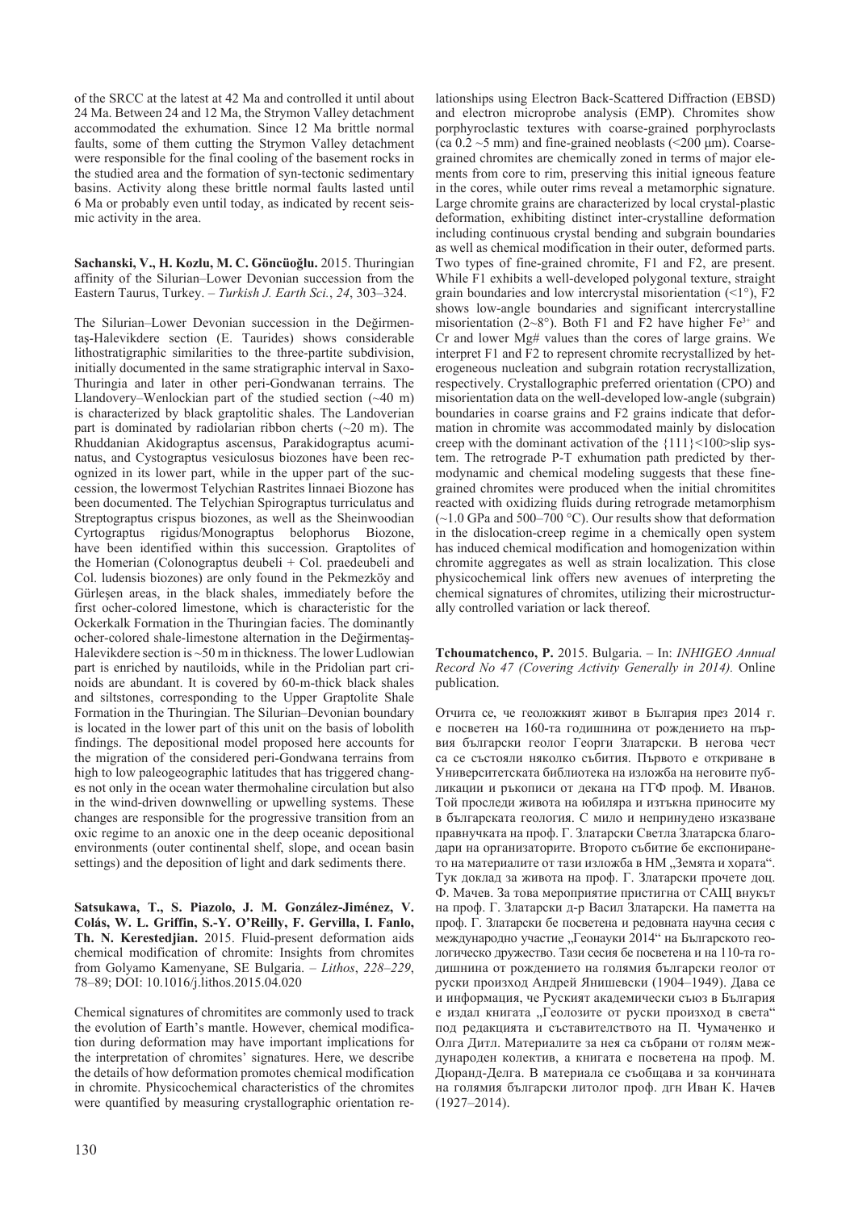of the SRCC at the latest at 42 Ma and controlled it until about 24 Ma. Between 24 and 12 Ma, the Strymon Valley detachment accommodated the exhumation. Since 12 Ma brittle normal faults, some of them cutting the Strymon Valley detachment were responsible for the final cooling of the basement rocks in the studied area and the formation of syn-tectonic sedimentary basins. Activity along these brittle normal faults lasted until 6 Ma or probably even until today, as indicated by recent seismic activity in the area.

**Sachanski, V., H. Kozlu, M. C. Göncüoğlu.** 2015. Thuringian affinity of the Silurian–Lower Devonian succession from the Eastern Taurus, Turkey. – *Turkish J. Earth Sci.*, *24*, 303–324.

The Silurian–Lower Devonian succession in the Değirmentaş-Halevikdere section (E. Taurides) shows considerable lithostratigraphic similarities to the three-partite subdivision, initially documented in the same stratigraphic interval in Saxo-Thuringia and later in other peri-Gondwanan terrains. The Llandovery–Wenlockian part of the studied section (~40 m) is characterized by black graptolitic shales. The Landoverian part is dominated by radiolarian ribbon cherts (~20 m). The Rhuddanian Akidograptus ascensus, Parakidograptus acuminatus, and Cystograptus vesiculosus biozones have been recognized in its lower part, while in the upper part of the succession, the lowermost Telychian Rastrites linnaei Biozone has been documented. The Telychian Spirograptus turriculatus and Streptograptus crispus biozones, as well as the Sheinwoodian Cyrtograptus rigidus/Monograptus belophorus Biozone, have been identified within this succession. Graptolites of the Homerian (Colonograptus deubeli + Col. praedeubeli and Col. ludensis biozones) are only found in the Pekmezköy and Gürleşen areas, in the black shales, immediately before the first ocher-colored limestone, which is characteristic for the Ockerkalk Formation in the Thuringian facies. The dominantly ocher-colored shale-limestone alternation in the Değirmentaş-Halevikdere section is ~50 m in thickness. The lower Ludlowian part is enriched by nautiloids, while in the Pridolian part crinoids are abundant. It is covered by 60-m-thick black shales and siltstones, corresponding to the Upper Graptolite Shale Formation in the Thuringian. The Silurian–Devonian boundary is located in the lower part of this unit on the basis of lobolith findings. The depositional model proposed here accounts for the migration of the considered peri-Gondwana terrains from high to low paleogeographic latitudes that has triggered changes not only in the ocean water thermohaline circulation but also in the wind-driven downwelling or upwelling systems. These changes are responsible for the progressive transition from an oxic regime to an anoxic one in the deep oceanic depositional environments (outer continental shelf, slope, and ocean basin settings) and the deposition of light and dark sediments there.

**Satsukawa, T., S. Piazolo, J. M. González-Jiménez, V. Colás, W. L. Griffin, S.-Y. O'Reilly, F. Gervilla, I. Fanlo, Th. N. Kerestedjian.** 2015. Fluid-present deformation aids chemical modification of chromite: Insights from chromites from Golyamo Kamenyane, SE Bulgaria. – *Lithos*, *228–229*, 78–89; DOI: 10.1016/j.lithos.2015.04.020

Chemical signatures of chromitites are commonly used to track the evolution of Earth's mantle. However, chemical modification during deformation may have important implications for the interpretation of chromites' signatures. Here, we describe the details of how deformation promotes chemical modification in chromite. Physicochemical characteristics of the chromites were quantified by measuring crystallographic orientation relationships using Electron Back-Scattered Diffraction (EBSD) and electron microprobe analysis (EMP). Chromites show porphyroclastic textures with coarse-grained porphyroclasts (ca 0.2 ~5 mm) and fine-grained neoblasts (<200 μm). Coarse-grained chromites are chemically zoned in terms of major elements from core to rim, preserving this initial igneous feature in the cores, while outer rims reveal a metamorphic signature. Large chromite grains are characterized by local crystal-plastic deformation, exhibiting distinct inter-crystalline deformation including continuous crystal bending and subgrain boundaries as well as chemical modification in their outer, deformed parts. Two types of fine-grained chromite, F1 and F2, are present. While F1 exhibits a well-developed polygonal texture, straight grain boundaries and low intercrystal misorientation (<1°), F2 shows low-angle boundaries and significant intercrystalline misorientation (2~8°). Both F1 and F2 have higher $Fe^{3+}$ and Cr and lower Mg# values than the cores of large grains. We interpret F1 and F2 to represent chromite recrystallized by heterogeneous nucleation and subgrain rotation recrystallization, respectively. Crystallographic preferred orientation (CPO) and misorientation data on the well-developed low-angle (subgrain) boundaries in coarse grains and F2 grains indicate that deformation in chromite was accommodated mainly by dislocation creep with the dominant activation of the {111}<100>slip system. The retrograde P-T exhumation path predicted by thermodynamic and chemical modeling suggests that these fine-grained chromites were produced when the initial chromitites reacted with oxidizing fluids during retrograde metamorphism (~1.0 GPa and 500–700 °C). Our results show that deformation in the dislocation-creep regime in a chemically open system has induced chemical modification and homogenization within chromite aggregates as well as strain localization. This close physicochemical link offers new avenues of interpreting the chemical signatures of chromites, utilizing their microstructurally controlled variation or lack thereof.

**Tchoumatchenco, P.** 2015. Bulgaria. – In: *INHIGEO Annual Record No 47 (Covering Activity Generally in 2014).* Online publication.

Отчита се, че геоложкият живот в България през 2014 г. е посветен на 160-та годишнина от рождението на първия български геолог Георги Златарски. В негова чест са се състояли няколко събития. Първото е откриване в Университетската библиотека на изложба на неговите публикации и ръкописи от декана на ГГФ проф. М. Иванов. Той проследи живота на юбиляра и изтъкна приносите му в българската геология. С мило и непринудено изказване правнучката на проф. Г. Златарски Светла Златарска благодари на организаторите. Второто събитие бе експонирането на материалите от тази изложба в НМ „Земята и хората". Тук доклад за живота на проф. Г. Златарски прочете доц. Ф. Мачев. За това мероприятие пристигна от САЩ внукът на проф. Г. Златарски д-р Васил Златарски. На паметта на проф. Г. Златарски бе посветена и редовната научна сесия с международно участие „Геонауки 2014" на Българското геологическо дружество. Тази сесия бе посветена и на 110-та годишнина от рождението на големия български геолог от руски произход Андрей Янишевски (1904–1949). Дава се и информация, че Руският академически съюз в България е издал книгата „Геолозите от руски произход в света" под редакцията и съставителството на П. Чумаченко и Олга Дитл. Материалите за нея са събрани от голям международен колектив, а книгата е посветена на проф. М. Дюранд-Делга. В материала се съобщава и за кончината на големия български литолог проф. дгн Иван К. Начев (1927–2014).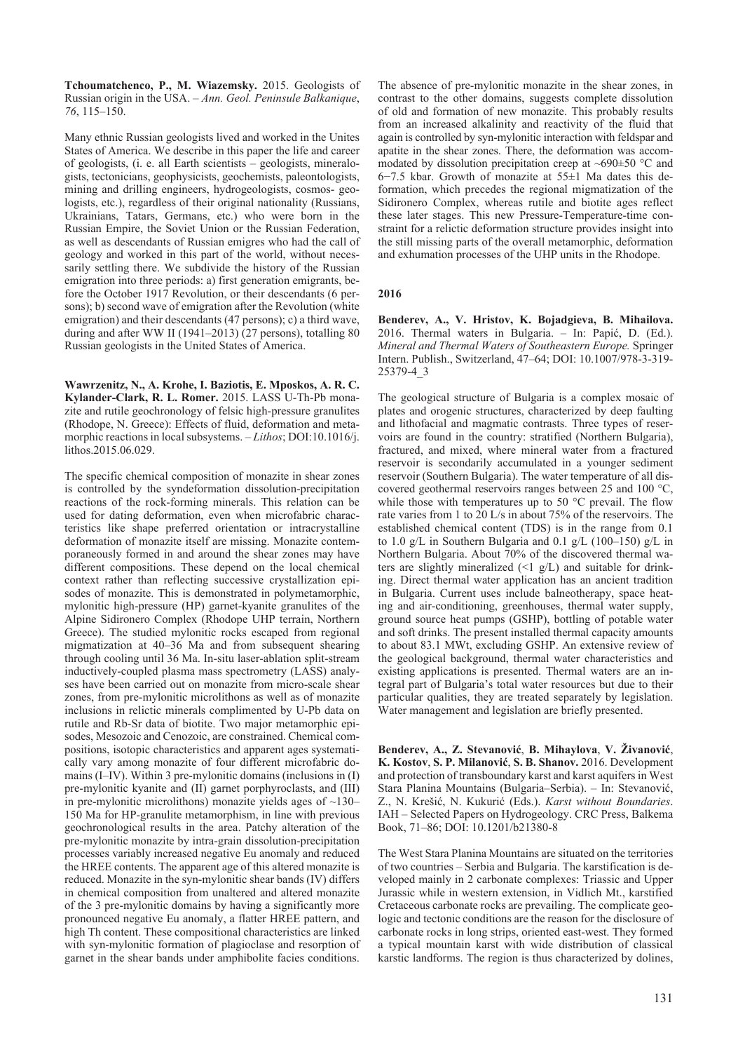**Tchoumatchenco, P., M. Wiazemsky.** 2015. Geologists of Russian origin in the USA. – *Ann. Geol. Peninsule Balkanique*, *76*, 115–150.

Many ethnic Russian geologists lived and worked in the Unites States of America. We describe in this paper the life and career of geologists, (i. e. all Earth scientists – geologists, mineralogists, tectonicians, geophysicists, geochemists, paleontologists, mining and drilling engineers, hydrogeologists, cosmos- geologists, etc.), regardless of their original nationality (Russians, Ukrainians, Tatars, Germans, etc.) who were born in the Russian Empire, the Soviet Union or the Russian Federation, as well as descendants of Russian emigres who had the call of geology and worked in this part of the world, without necessarily settling there. We subdivide the history of the Russian emigration into three periods: a) first generation emigrants, before the October 1917 Revolution, or their descendants (6 persons); b) second wave of emigration after the Revolution (white emigration) and their descendants (47 persons); c) a third wave, during and after WW II (1941–2013) (27 persons), totalling 80 Russian geologists in the United States of America.

**Wawrzenitz, N., A. Krohe, I. Baziotis, E. Mposkos, A. R. C. Kylander-Clark, R. L. Romer.** 2015. LASS U-Th-Pb monazite and rutile geochronology of felsic high-pressure granulites (Rhodope, N. Greece): Effects of fluid, deformation and metamorphic reactions in local subsystems. – *Lithos*; DOI:10.1016/j.lithos.2015.06.029.

The specific chemical composition of monazite in shear zones is controlled by the syndeformation dissolution-precipitation reactions of the rock-forming minerals. This relation can be used for dating deformation, even when microfabric characteristics like shape preferred orientation or intracrystalline deformation of monazite itself are missing. Monazite contemporaneously formed in and around the shear zones may have different compositions. These depend on the local chemical context rather than reflecting successive crystallization episodes of monazite. This is demonstrated in polymetamorphic, mylonitic high-pressure (HP) garnet-kyanite granulites of the Alpine Sidironero Complex (Rhodope UHP terrain, Northern Greece). The studied mylonitic rocks escaped from regional migmatization at 40–36 Ma and from subsequent shearing through cooling until 36 Ma. In-situ laser-ablation split-stream inductively-coupled plasma mass spectrometry (LASS) analyses have been carried out on monazite from micro-scale shear zones, from pre-mylonitic microlithons as well as of monazite inclusions in relictic minerals complimented by U-Pb data on rutile and Rb-Sr data of biotite. Two major metamorphic episodes, Mesozoic and Cenozoic, are constrained. Chemical compositions, isotopic characteristics and apparent ages systematically vary among monazite of four different microfabric domains (I–IV). Within 3 pre-mylonitic domains (inclusions in (I) pre-mylonitic kyanite and (II) garnet porphyroclasts, and (III) in pre-mylonitic microlithons) monazite yields ages of ~130–150 Ma for HP-granulite metamorphism, in line with previous geochronological results in the area. Patchy alteration of the pre-mylonitic monazite by intra-grain dissolution-precipitation processes variably increased negative Eu anomaly and reduced the HREE contents. The apparent age of this altered monazite is reduced. Monazite in the syn-mylonitic shear bands (IV) differs in chemical composition from unaltered and altered monazite of the 3 pre-mylonitic domains by having a significantly more pronounced negative Eu anomaly, a flatter HREE pattern, and high Th content. These compositional characteristics are linked with syn-mylonitic formation of plagioclase and resorption of garnet in the shear bands under amphibolite facies conditions. The absence of pre-mylonitic monazite in the shear zones, in contrast to the other domains, suggests complete dissolution of old and formation of new monazite. This probably results from an increased alkalinity and reactivity of the fluid that again is controlled by syn-mylonitic interaction with feldspar and apatite in the shear zones. There, the deformation was accommodated by dissolution precipitation creep at ~690±50 °C and 6−7.5 kbar. Growth of monazite at 55±1 Ma dates this deformation, which precedes the regional migmatization of the Sidironero Complex, whereas rutile and biotite ages reflect these later stages. This new Pressure-Temperature-time constraint for a relictic deformation structure provides insight into the still missing parts of the overall metamorphic, deformation and exhumation processes of the UHP units in the Rhodope.

## 2016

**Benderev, A., V. Hristov, K. Bojadgieva, B. Mihailova.** 2016. Thermal waters in Bulgaria. – In: Papić, D. (Ed.). *Mineral and Thermal Waters of Southeastern Europe.* Springer Intern. Publish., Switzerland, 47–64; DOI: 10.1007/978-3-319-25379-4_3

The geological structure of Bulgaria is a complex mosaic of plates and orogenic structures, characterized by deep faulting and lithofacial and magmatic contrasts. Three types of reservoirs are found in the country: stratified (Northern Bulgaria), fractured, and mixed, where mineral water from a fractured reservoir is secondarily accumulated in a younger sediment reservoir (Southern Bulgaria). The water temperature of all discovered geothermal reservoirs ranges between 25 and 100 °C, while those with temperatures up to 50 °C prevail. The flow rate varies from 1 to 20 L/s in about 75% of the reservoirs. The established chemical content (TDS) is in the range from 0.1 to 1.0 g/L in Southern Bulgaria and 0.1 g/L (100–150) g/L in Northern Bulgaria. About 70% of the discovered thermal waters are slightly mineralized (<1 g/L) and suitable for drinking. Direct thermal water application has an ancient tradition in Bulgaria. Current uses include balneotherapy, space heating and air-conditioning, greenhouses, thermal water supply, ground source heat pumps (GSHP), bottling of potable water and soft drinks. The present installed thermal capacity amounts to about 83.1 MWt, excluding GSHP. An extensive review of the geological background, thermal water characteristics and existing applications is presented. Thermal waters are an integral part of Bulgaria's total water resources but due to their particular qualities, they are treated separately by legislation. Water management and legislation are briefly presented.

**Benderev, A., Z. Stevanović, B. Mihaylova, V. Živanović, K. Kostov, S. P. Milanović, S. B. Shanov.** 2016. Development and protection of transboundary karst and karst aquifers in West Stara Planina Mountains (Bulgaria–Serbia). – In: Stevanović, Z., N. Krešić, N. Kukurić (Eds.). *Karst without Boundaries*. IAH – Selected Papers on Hydrogeology. CRC Press, Balkema Book, 71–86; DOI: 10.1201/b21380-8

The West Stara Planina Mountains are situated on the territories of two countries – Serbia and Bulgaria. The karstification is developed mainly in 2 carbonate complexes: Triassic and Upper Jurassic while in western extension, in Vidlich Mt., karstified Cretaceous carbonate rocks are prevailing. The complicate geologic and tectonic conditions are the reason for the disclosure of carbonate rocks in long strips, oriented east-west. They formed a typical mountain karst with wide distribution of classical karstic landforms. The region is thus characterized by dolines,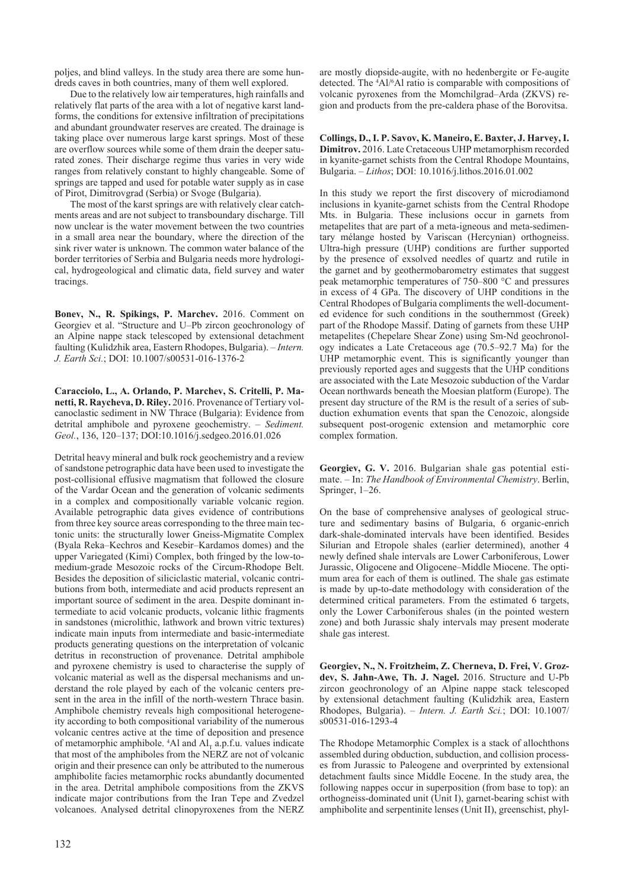poljes, and blind valleys. In the study area there are some hundreds caves in both countries, many of them well explored.

Due to the relatively low air temperatures, high rainfalls and relatively flat parts of the area with a lot of negative karst landforms, the conditions for extensive infiltration of precipitations and abundant groundwater reserves are created. The drainage is taking place over numerous large karst springs. Most of these are overflow sources while some of them drain the deeper saturated zones. Their discharge regime thus varies in very wide ranges from relatively constant to highly changeable. Some of springs are tapped and used for potable water supply as in case of Pirot, Dimitrovgrad (Serbia) or Svoge (Bulgaria).

The most of the karst springs are with relatively clear catchments areas and are not subject to transboundary discharge. Till now unclear is the water movement between the two countries in a small area near the boundary, where the direction of the sink river water is unknown. The common water balance of the border territories of Serbia and Bulgaria needs more hydrological, hydrogeological and climatic data, field survey and water tracings.

**Bonev, N., R. Spikings, P. Marchev.** 2016. Comment on Georgiev et al. "Structure and U–Pb zircon geochronology of an Alpine nappe stack telescoped by extensional detachment faulting (Kulidzhik area, Eastern Rhodopes, Bulgaria). – *Intern. J. Earth Sci.*; DOI: 10.1007/s00531-016-1376-2

**Caracciolo, L., A. Orlando, P. Marchev, S. Critelli, P. Manetti, R. Raycheva, D. Riley.** 2016. Provenance of Tertiary volcanoclastic sediment in NW Thrace (Bulgaria): Evidence from detrital amphibole and pyroxene geochemistry. – *Sediment. Geol.*, 136, 120–137; DOI:10.1016/j.sedgeo.2016.01.026

Detrital heavy mineral and bulk rock geochemistry and a review of sandstone petrographic data have been used to investigate the post-collisional effusive magmatism that followed the closure of the Vardar Ocean and the generation of volcanic sediments in a complex and compositionally variable volcanic region. Available petrographic data gives evidence of contributions from three key source areas corresponding to the three main tectonic units: the structurally lower Gneiss-Migmatite Complex (Byala Reka–Kechros and Kesebir–Kardamos domes) and the upper Variegated (Kimi) Complex, both fringed by the low-to-medium-grade Mesozoic rocks of the Circum-Rhodope Belt. Besides the deposition of siliciclastic material, volcanic contributions from both, intermediate and acid products represent an important source of sediment in the area. Despite dominant intermediate to acid volcanic products, volcanic lithic fragments in sandstones (microlithic, lathwork and brown vitric textures) indicate main inputs from intermediate and basic-intermediate products generating questions on the interpretation of volcanic detritus in reconstruction of provenance. Detrital amphibole and pyroxene chemistry is used to characterise the supply of volcanic material as well as the dispersal mechanisms and understand the role played by each of the volcanic centers present in the area in the infill of the north-western Thrace basin. Amphibole chemistry reveals high compositional heterogeneity according to both compositional variability of the numerous volcanic centres active at the time of deposition and presence of metamorphic amphibole. $^{4}Al$ and $Al_T$ a.p.f.u. values indicate that most of the amphiboles from the NERZ are not of volcanic origin and their presence can only be attributed to the numerous amphibolite facies metamorphic rocks abundantly documented in the area. Detrital amphibole compositions from the ZKVS indicate major contributions from the Iran Tepe and Zvezdel volcanoes. Analysed detrital clinopyroxenes from the NERZ are mostly diopside-augite, with no hedenbergite or Fe-augite detected. The $^{4}Al/^{6}Al$ ratio is comparable with compositions of volcanic pyroxenes from the Momchilgrad–Arda (ZKVS) region and products from the pre-caldera phase of the Borovitsa.

**Collings, D., I. P. Savov, K. Maneiro, E. Baxter, J. Harvey, I. Dimitrov.** 2016. Late Cretaceous UHP metamorphism recorded in kyanite-garnet schists from the Central Rhodope Mountains, Bulgaria. – *Lithos*; DOI: 10.1016/j.lithos.2016.01.002

In this study we report the first discovery of microdiamond inclusions in kyanite-garnet schists from the Central Rhodope Mts. in Bulgaria. These inclusions occur in garnets from metapelites that are part of a meta-igneous and meta-sedimentary mélange hosted by Variscan (Hercynian) orthogneiss. Ultra-high pressure (UHP) conditions are further supported by the presence of exsolved needles of quartz and rutile in the garnet and by geothermobarometry estimates that suggest peak metamorphic temperatures of 750–800 °C and pressures in excess of 4 GPa. The discovery of UHP conditions in the Central Rhodopes of Bulgaria compliments the well-documented evidence for such conditions in the southernmost (Greek) part of the Rhodope Massif. Dating of garnets from these UHP metapelites (Chepelare Shear Zone) using Sm-Nd geochronology indicates a Late Cretaceous age (70.5–92.7 Ma) for the UHP metamorphic event. This is significantly younger than previously reported ages and suggests that the UHP conditions are associated with the Late Mesozoic subduction of the Vardar Ocean northwards beneath the Moesian platform (Europe). The present day structure of the RM is the result of a series of subduction exhumation events that span the Cenozoic, alongside subsequent post-orogenic extension and metamorphic core complex formation.

**Georgiev, G. V.** 2016. Bulgarian shale gas potential estimate. – In: *The Handbook of Environmental Chemistry*. Berlin, Springer, 1–26.

On the base of comprehensive analyses of geological structure and sedimentary basins of Bulgaria, 6 organic-enrich dark-shale-dominated intervals have been identified. Besides Silurian and Etropole shales (earlier determined), another 4 newly defined shale intervals are Lower Carboniferous, Lower Jurassic, Oligocene and Oligocene–Middle Miocene. The optimum area for each of them is outlined. The shale gas estimate is made by up-to-date methodology with consideration of the determined critical parameters. From the estimated 6 targets, only the Lower Carboniferous shales (in the pointed western zone) and both Jurassic shaly intervals may present moderate shale gas interest.

**Georgiev, N., N. Froitzheim, Z. Cherneva, D. Frei, V. Grozdev, S. Jahn-Awe, Th. J. Nagel.** 2016. Structure and U-Pb zircon geochronology of an Alpine nappe stack telescoped by extensional detachment faulting (Kulidzhik area, Eastern Rhodopes, Bulgaria). – *Intern. J. Earth Sci.*; DOI: 10.1007/s00531-016-1293-4

The Rhodope Metamorphic Complex is a stack of allochthons assembled during obduction, subduction, and collision processes from Jurassic to Paleogene and overprinted by extensional detachment faults since Middle Eocene. In the study area, the following nappes occur in superposition (from base to top): an orthogneiss-dominated unit (Unit I), garnet-bearing schist with amphibolite and serpentinite lenses (Unit II), greenschist, phyl-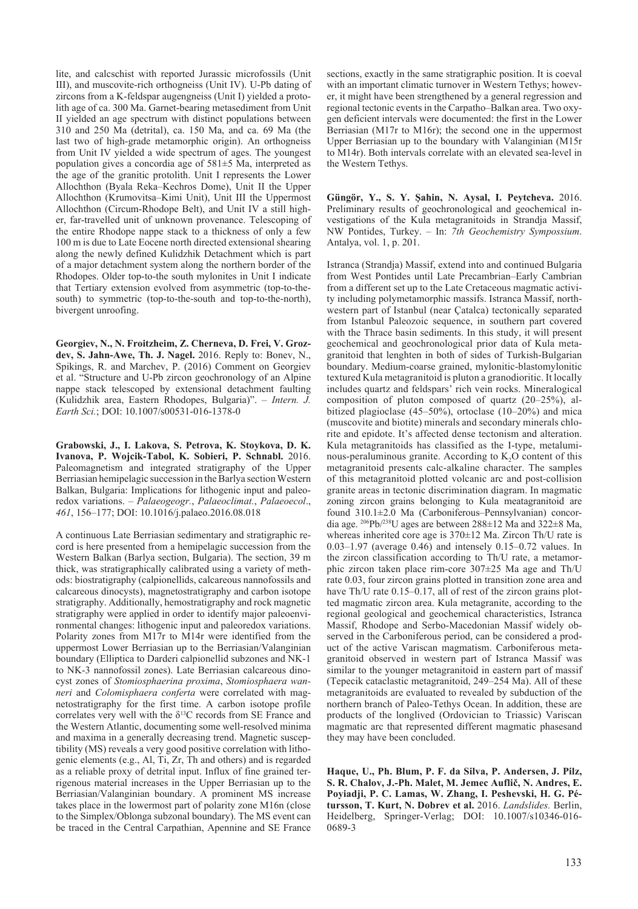lite, and calcschist with reported Jurassic microfossils (Unit III), and muscovite-rich orthogneiss (Unit IV). U-Pb dating of zircons from a K-feldspar augengneiss (Unit I) yielded a protolith age of ca. 300 Ma. Garnet-bearing metasediment from Unit II yielded an age spectrum with distinct populations between 310 and 250 Ma (detrital), ca. 150 Ma, and ca. 69 Ma (the last two of high-grade metamorphic origin). An orthogneiss from Unit IV yielded a wide spectrum of ages. The youngest population gives a concordia age of 581±5 Ma, interpreted as the age of the granitic protolith. Unit I represents the Lower Allochthon (Byala Reka–Kechros Dome), Unit II the Upper Allochthon (Krumovitsa–Kimi Unit), Unit III the Uppermost Allochthon (Circum-Rhodope Belt), and Unit IV a still higher, far-travelled unit of unknown provenance. Telescoping of the entire Rhodope nappe stack to a thickness of only a few 100 m is due to Late Eocene north directed extensional shearing along the newly defined Kulidzhik Detachment which is part of a major detachment system along the northern border of the Rhodopes. Older top-to-the south mylonites in Unit I indicate that Tertiary extension evolved from asymmetric (top-to-the-south) to symmetric (top-to-the-south and top-to-the-north), bivergent unroofing.

**Georgiev, N., N. Froitzheim, Z. Cherneva, D. Frei, V. Grozdev, S. Jahn-Awe, Th. J. Nagel.** 2016. Reply to: Bonev, N., Spikings, R. and Marchev, P. (2016) Comment on Georgiev et al. "Structure and U-Pb zircon geochronology of an Alpine nappe stack telescoped by extensional detachment faulting (Kulidzhik area, Eastern Rhodopes, Bulgaria)". – *Intern. J. Earth Sci.*; DOI: 10.1007/s00531-016-1378-0

**Grabowski, J., I. Lakova, S. Petrova, K. Stoykova, D. K. Ivanova, P. Wojcik-Tabol, K. Sobieri, P. Schnabl.** 2016. Paleomagnetism and integrated stratigraphy of the Upper Berriasian hemipelagic succession in the Barlya section Western Balkan, Bulgaria: Implications for lithogenic input and paleoredox variations. – *Palaeogeogr.*, *Palaeoclimat.*, *Palaeoecol*., *461*, 156–177; DOI: 10.1016/j.palaeo.2016.08.018

A continuous Late Berriasian sedimentary and stratigraphic record is here presented from a hemipelagic succession from the Western Balkan (Barlya section, Bulgaria). The section, 39 m thick, was stratigraphically calibrated using a variety of methods: biostratigraphy (calpionellids, calcareous nannofossils and calcareous dinocysts), magnetostratigraphy and carbon isotope stratigraphy. Additionally, hemostratigraphy and rock magnetic stratigraphy were applied in order to identify major paleoenvironmental changes: lithogenic input and paleoredox variations. Polarity zones from M17r to M14r were identified from the uppermost Lower Berriasian up to the Berriasian/Valanginian boundary (Elliptica to Darderi calpionellid subzones and NK-1 to NK-3 nannofossil zones). Late Berriasian calcareous dinocyst zones of *Stomiosphaerina proxima*, *Stomiosphaera wanneri* and *Colomisphaera conferta* were correlated with magnetostratigraphy for the first time. A carbon isotope profile correlates very well with the $\delta^{13}C$ records from SE France and the Western Atlantic, documenting some well-resolved minima and maxima in a generally decreasing trend. Magnetic susceptibility (MS) reveals a very good positive correlation with lithogenic elements (e.g., Al, Ti, Zr, Th and others) and is regarded as a reliable proxy of detrital input. Influx of fine grained terrigenous material increases in the Upper Berriasian up to the Berriasian/Valanginian boundary. A prominent MS increase takes place in the lowermost part of polarity zone M16n (close to the Simplex/Oblonga subzonal boundary). The MS event can be traced in the Central Carpathian, Apennine and SE France sections, exactly in the same stratigraphic position. It is coeval with an important climatic turnover in Western Tethys; however, it might have been strengthened by a general regression and regional tectonic events in the Carpatho–Balkan area. Two oxygen deficient intervals were documented: the first in the Lower Berriasian (M17r to M16r); the second one in the uppermost Upper Berriasian up to the boundary with Valanginian (M15r to M14r). Both intervals correlate with an elevated sea-level in the Western Tethys.

**Güngör, Y., S. Y. Şahin, N. Aysal, I. Peytcheva.** 2016. Preliminary results of geochronological and geochemical investigations of the Kula metagranitoids in Strandja Massif, NW Pontides, Turkey. – In: *7th Geochemistry Sympossium*. Antalya, vol. 1, p. 201.

Istranca (Strandja) Massif, extend into and continued Bulgaria from West Pontides until Late Precambrian–Early Cambrian from a different set up to the Late Cretaceous magmatic activity including polymetamorphic massifs. Istranca Massif, northwestern part of Istanbul (near Çatalca) tectonically separated from Istanbul Paleozoic sequence, in southern part covered with the Thrace basin sediments. In this study, it will present geochemical and geochronological prior data of Kula metagranitoid that lenghten in both of sides of Turkish-Bulgarian boundary. Medium-coarse grained, mylonitic-blastomylonitic textured Kula metagranitoid is pluton a granodioritic. It locally includes quartz and feldspars' rich vein rocks. Mineralogical composition of pluton composed of quartz (20–25%), albitized plagioclase (45–50%), ortoclase (10–20%) and mica (muscovite and biotite) minerals and secondary minerals chlorite and epidote. It's affected dense tectonism and alteration. Kula metagranitoids has classified as the I-type, metaluminous-peraluminous granite. According to $K_2O$ content of this metagranitoid presents calc-alkaline character. The samples of this metagranitoid plotted volcanic arc and post-collision granite areas in tectonic discrimination diagram. In magmatic zoning zircon grains belonging to Kula meatagranitoid are found 310.1±2.0 Ma (Carboniferous–Pennsylvanian) concordia age. $^{206}Pb/^{238}U$ ages are between 288±12 Ma and 322±8 Ma, whereas inherited core age is 370±12 Ma. Zircon Th/U rate is 0.03–1.97 (average 0.46) and intensely 0.15–0.72 values. In the zircon classification according to Th/U rate, a metamorphic zircon taken place rim-core 307±25 Ma age and Th/U rate 0.03, four zircon grains plotted in transition zone area and have Th/U rate 0.15–0.17, all of rest of the zircon grains plotted magmatic zircon area. Kula metagranite, according to the regional geological and geochemical characteristics, Istranca Massif, Rhodope and Serbo-Macedonian Massif widely observed in the Carboniferous period, can be considered a product of the active Variscan magmatism. Carboniferous metagranitoid observed in western part of Istranca Massif was similar to the younger metagranitoid in eastern part of massif (Tepecik cataclastic metagranitoid, 249–254 Ma). All of these metagranitoids are evaluated to revealed by subduction of the northern branch of Paleo-Tethys Ocean. In addition, these are products of the longlived (Ordovician to Triassic) Variscan magmatic arc that represented different magmatic phasesand they may have been concluded.

**Haque, U., Ph. Blum, P. F. da Silva, P. Andersen, J. Pilz, S. R. Chalov, J.-Ph. Malet, M. Jemec Auflič, N. Andres, E. Poyiadji, P. C. Lamas, W. Zhang, I. Peshevski, H. G. Pétursson, T. Kurt, N. Dobrev et al.** 2016. *Landslides.* Berlin, Heidelberg, Springer-Verlag; DOI: 10.1007/s10346-016-0689-3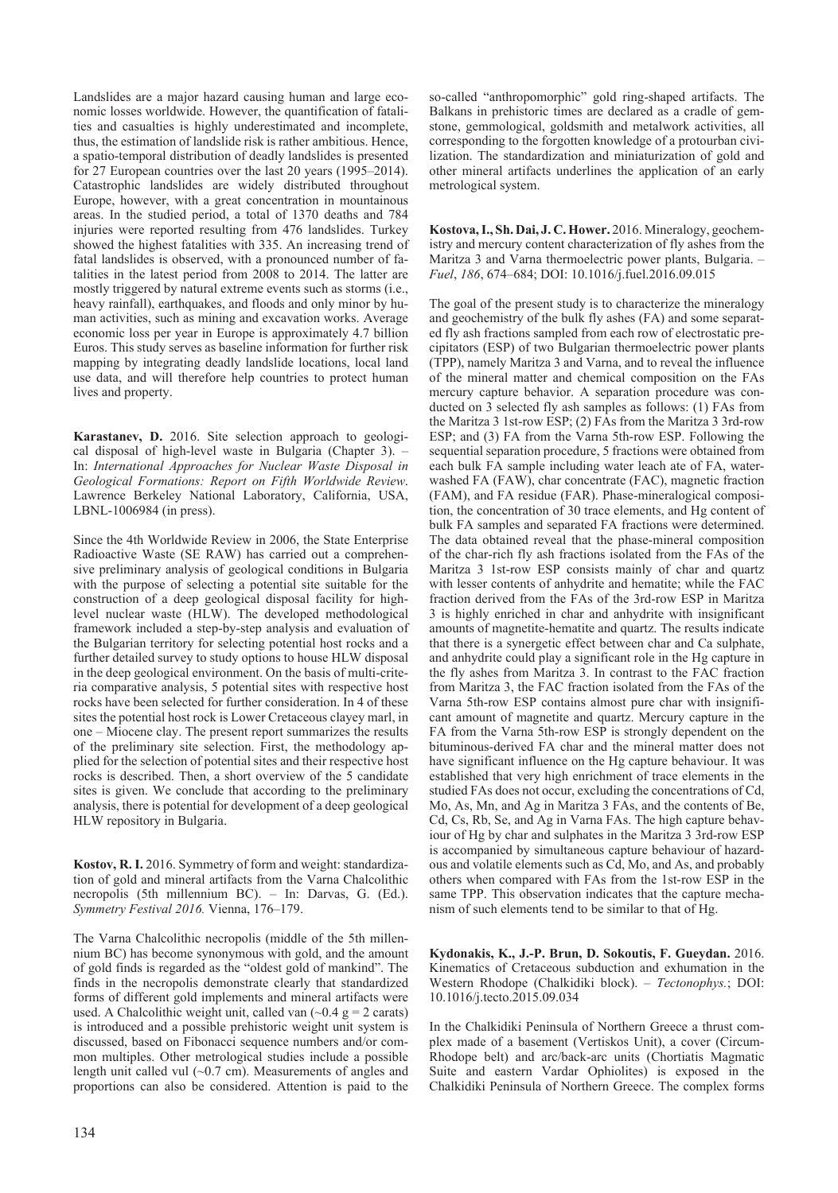Landslides are a major hazard causing human and large economic losses worldwide. However, the quantification of fatalities and casualties is highly underestimated and incomplete, thus, the estimation of landslide risk is rather ambitious. Hence, a spatio-temporal distribution of deadly landslides is presented for 27 European countries over the last 20 years (1995–2014). Catastrophic landslides are widely distributed throughout Europe, however, with a great concentration in mountainous areas. In the studied period, a total of 1370 deaths and 784 injuries were reported resulting from 476 landslides. Turkey showed the highest fatalities with 335. An increasing trend of fatal landslides is observed, with a pronounced number of fatalities in the latest period from 2008 to 2014. The latter are mostly triggered by natural extreme events such as storms (i.e., heavy rainfall), earthquakes, and floods and only minor by human activities, such as mining and excavation works. Average economic loss per year in Europe is approximately 4.7 billion Euros. This study serves as baseline information for further risk mapping by integrating deadly landslide locations, local land use data, and will therefore help countries to protect human lives and property.

**Karastanev, D.** 2016. Site selection approach to geological disposal of high-level waste in Bulgaria (Chapter 3). – In: *International Approaches for Nuclear Waste Disposal in Geological Formations: Report on Fifth Worldwide Review*. Lawrence Berkeley National Laboratory, California, USA, LBNL-1006984 (in press).

Since the 4th Worldwide Review in 2006, the State Enterprise Radioactive Waste (SE RAW) has carried out a comprehensive preliminary analysis of geological conditions in Bulgaria with the purpose of selecting a potential site suitable for the construction of a deep geological disposal facility for high-level nuclear waste (HLW). The developed methodological framework included a step-by-step analysis and evaluation of the Bulgarian territory for selecting potential host rocks and a further detailed survey to study options to house HLW disposal in the deep geological environment. On the basis of multi-criteria comparative analysis, 5 potential sites with respective host rocks have been selected for further consideration. In 4 of these sites the potential host rock is Lower Cretaceous clayey marl, in one – Miocene clay. The present report summarizes the results of the preliminary site selection. First, the methodology applied for the selection of potential sites and their respective host rocks is described. Then, a short overview of the 5 candidate sites is given. We conclude that according to the preliminary analysis, there is potential for development of a deep geological HLW repository in Bulgaria.

**Kostov, R. I.** 2016. Symmetry of form and weight: standardization of gold and mineral artifacts from the Varna Chalcolithic necropolis (5th millennium BC). – In: Darvas, G. (Ed.). *Symmetry Festival 2016.* Vienna, 176–179.

The Varna Chalcolithic necropolis (middle of the 5th millennium BC) has become synonymous with gold, and the amount of gold finds is regarded as the "oldest gold of mankind". The finds in the necropolis demonstrate clearly that standardized forms of different gold implements and mineral artifacts were used. A Chalcolithic weight unit, called van (~0.4 g = 2 carats) is introduced and a possible prehistoric weight unit system is discussed, based on Fibonacci sequence numbers and/or common multiples. Other metrological studies include a possible length unit called vul (~0.7 cm). Measurements of angles and proportions can also be considered. Attention is paid to the so-called "anthropomorphic" gold ring-shaped artifacts. The Balkans in prehistoric times are declared as a cradle of gemstone, gemmological, goldsmith and metalwork activities, all corresponding to the forgotten knowledge of a protourban civilization. The standardization and miniaturization of gold and other mineral artifacts underlines the application of an early metrological system.

**Kostova, I., Sh. Dai, J. C. Hower.** 2016. Mineralogy, geochemistry and mercury content characterization of fly ashes from the Maritza 3 and Varna thermoelectric power plants, Bulgaria. – *Fuel*, *186*, 674–684; DOI: 10.1016/j.fuel.2016.09.015

The goal of the present study is to characterize the mineralogy and geochemistry of the bulk fly ashes (FA) and some separated fly ash fractions sampled from each row of electrostatic precipitators (ESP) of two Bulgarian thermoelectric power plants (TPP), namely Maritza 3 and Varna, and to reveal the influence of the mineral matter and chemical composition on the FAs mercury capture behavior. A separation procedure was conducted on 3 selected fly ash samples as follows: (1) FAs from the Maritza 3 1st-row ESP; (2) FAs from the Maritza 3 3rd-row ESP; and (3) FA from the Varna 5th-row ESP. Following the sequential separation procedure, 5 fractions were obtained from each bulk FA sample including water leach ate of FA, water-washed FA (FAW), char concentrate (FAC), magnetic fraction (FAM), and FA residue (FAR). Phase-mineralogical composition, the concentration of 30 trace elements, and Hg content of bulk FA samples and separated FA fractions were determined. The data obtained reveal that the phase-mineral composition of the char-rich fly ash fractions isolated from the FAs of the Maritza 3 1st-row ESP consists mainly of char and quartz with lesser contents of anhydrite and hematite; while the FAC fraction derived from the FAs of the 3rd-row ESP in Maritza 3 is highly enriched in char and anhydrite with insignificant amounts of magnetite-hematite and quartz. The results indicate that there is a synergetic effect between char and Ca sulphate, and anhydrite could play a significant role in the Hg capture in the fly ashes from Maritza 3. In contrast to the FAC fraction from Maritza 3, the FAC fraction isolated from the FAs of the Varna 5th-row ESP contains almost pure char with insignificant amount of magnetite and quartz. Mercury capture in the FA from the Varna 5th-row ESP is strongly dependent on the bituminous-derived FA char and the mineral matter does not have significant influence on the Hg capture behaviour. It was established that very high enrichment of trace elements in the studied FAs does not occur, excluding the concentrations of Cd, Mo, As, Mn, and Ag in Maritza 3 FAs, and the contents of Be, Cd, Cs, Rb, Se, and Ag in Varna FAs. The high capture behaviour of Hg by char and sulphates in the Maritza 3 3rd-row ESP is accompanied by simultaneous capture behaviour of hazardous and volatile elements such as Cd, Mo, and As, and probably others when compared with FAs from the 1st-row ESP in the same TPP. This observation indicates that the capture mechanism of such elements tend to be similar to that of Hg.

**Kydonakis, K., J.-P. Brun, D. Sokoutis, F. Gueydan.** 2016. Kinematics of Cretaceous subduction and exhumation in the Western Rhodope (Chalkidiki block). – *Tectonophys.*; DOI: 10.1016/j.tecto.2015.09.034

In the Chalkidiki Peninsula of Northern Greece a thrust complex made of a basement (Vertiskos Unit), a cover (Circum-Rhodope belt) and arc/back-arc units (Chortiatis Magmatic Suite and eastern Vardar Ophiolites) is exposed in the Chalkidiki Peninsula of Northern Greece. The complex forms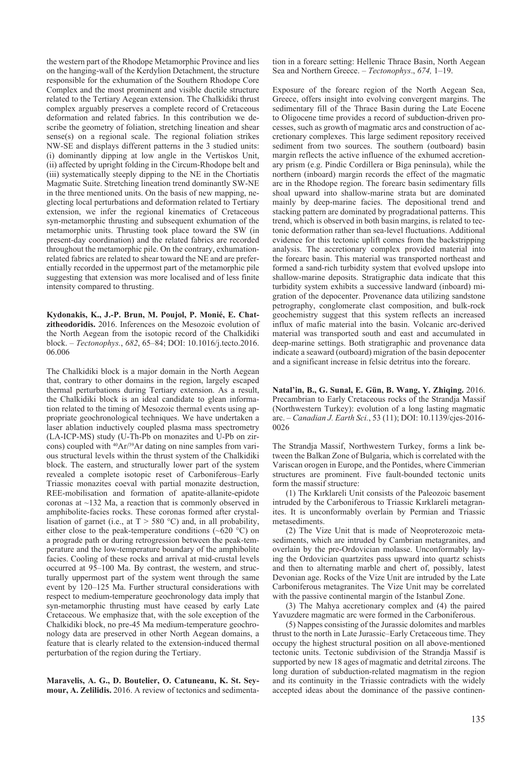the western part of the Rhodope Metamorphic Province and lies on the hanging-wall of the Kerdylion Detachment, the structure responsible for the exhumation of the Southern Rhodope Core Complex and the most prominent and visible ductile structure related to the Tertiary Aegean extension. The Chalkidiki thrust complex arguably preserves a complete record of Cretaceous deformation and related fabrics. In this contribution we describe the geometry of foliation, stretching lineation and shear sense(s) on a regional scale. The regional foliation strikes NW-SE and displays different patterns in the 3 studied units: (i) dominantly dipping at low angle in the Vertiskos Unit, (ii) affected by upright folding in the Circum-Rhodope belt and (iii) systematically steeply dipping to the NE in the Chortiatis Magmatic Suite. Stretching lineation trend dominantly SW-NE in the three mentioned units. On the basis of new mapping, neglecting local perturbations and deformation related to Tertiary extension, we infer the regional kinematics of Cretaceous syn-metamorphic thrusting and subsequent exhumation of the metamorphic units. Thrusting took place toward the SW (in present-day coordination) and the related fabrics are recorded throughout the metamorphic pile. On the contrary, exhumation-related fabrics are related to shear toward the NE and are preferentially recorded in the uppermost part of the metamorphic pile suggesting that extension was more localised and of less finite intensity compared to thrusting.

**Kydonakis, K., J.-P. Brun, M. Poujol, P. Monié, E. Chatzitheodoridis.** 2016. Inferences on the Mesozoic evolution of the North Aegean from the isotopic record of the Chalkidiki block. – *Tectonophys.*, *682*, 65–84; DOI: 10.1016/j.tecto.2016.06.006

The Chalkidiki block is a major domain in the North Aegean that, contrary to other domains in the region, largely escaped thermal perturbations during Tertiary extension. As a result, the Chalkidiki block is an ideal candidate to glean information related to the timing of Mesozoic thermal events using appropriate geochronological techniques. We have undertaken a laser ablation inductively coupled plasma mass spectrometry (LA-ICP-MS) study (U-Th-Pb on monazites and U-Pb on zircons) coupled with $^{40}Ar/^{39}Ar$ dating on nine samples from various structural levels within the thrust system of the Chalkidiki block. The eastern, and structurally lower part of the system revealed a complete isotopic reset of Carboniferous–Early Triassic monazites coeval with partial monazite destruction, REE-mobilisation and formation of apatite-allanite-epidote coronas at ~132 Ma, a reaction that is commonly observed in amphibolite-facies rocks. These coronas formed after crystallisation of garnet (i.e., at T > 580 °C) and, in all probability, either close to the peak-temperature conditions (~620 °C) on a prograde path or during retrogression between the peak-temperature and the low-temperature boundary of the amphibolite facies. Cooling of these rocks and arrival at mid-crustal levels occurred at 95–100 Ma. By contrast, the western, and structurally uppermost part of the system went through the same event by 120–125 Ma. Further structural considerations with respect to medium-temperature geochronology data imply that syn-metamorphic thrusting must have ceased by early Late Cretaceous. We emphasize that, with the sole exception of the Chalkidiki block, no pre-45 Ma medium-temperature geochronology data are preserved in other North Aegean domains, a feature that is clearly related to the extension-induced thermal perturbation of the region during the Tertiary.

**Maravelis, A. G., D. Boutelier, O. Catuneanu, K. St. Seymour, A. Zelilidis.** 2016. A review of tectonics and sedimentation in a forearc setting: Hellenic Thrace Basin, North Aegean Sea and Northern Greece. – *Tectonophys*., *674,* 1–19.

Exposure of the forearc region of the North Aegean Sea, Greece, offers insight into evolving convergent margins. The sedimentary fill of the Thrace Basin during the Late Eocene to Oligocene time provides a record of subduction-driven processes, such as growth of magmatic arcs and construction of accretionary complexes. This large sediment repository received sediment from two sources. The southern (outboard) basin margin reflects the active influence of the exhumed accretionary prism (e.g. Pindic Cordillera or Biga peninsula), while the northern (inboard) margin records the effect of the magmatic arc in the Rhodope region. The forearc basin sedimentary fills shoal upward into shallow-marine strata but are dominated mainly by deep-marine facies. The depositional trend and stacking pattern are dominated by progradational patterns. This trend, which is observed in both basin margins, is related to tectonic deformation rather than sea-level fluctuations. Additional evidence for this tectonic uplift comes from the backstripping analysis. The accretionary complex provided material into the forearc basin. This material was transported northeast and formed a sand-rich turbidity system that evolved upslope into shallow-marine deposits. Stratigraphic data indicate that this turbidity system exhibits a successive landward (inboard) migration of the depocenter. Provenance data utilizing sandstone petrography, conglomerate clast composition, and bulk-rock geochemistry suggest that this system reflects an increased influx of mafic material into the basin. Volcanic arc-derived material was transported south and east and accumulated in deep-marine settings. Both stratigraphic and provenance data indicate a seaward (outboard) migration of the basin depocenter and a significant increase in felsic detritus into the forearc.

**Natal'in, B., G. Sunal, E. Gün, B. Wang, Y. Zhiqing.** 2016. Precambrian to Early Cretaceous rocks of the Strandja Massif (Northwestern Turkey): evolution of a long lasting magmatic arc. – *Canadian J. Earth Sci.*, 53 (11); DOI: 10.1139/cjes-2016-0026

The Strandja Massif, Northwestern Turkey, forms a link between the Balkan Zone of Bulgaria, which is correlated with the Variscan orogen in Europe, and the Pontides, where Cimmerian structures are prominent. Five fault-bounded tectonic units form the massif structure:

(1) The Kırklareli Unit consists of the Paleozoic basement intruded by the Carboniferous to Triassic Kırklareli metagranites. It is unconformably overlain by Permian and Triassic metasediments.

(2) The Vize Unit that is made of Neoproterozoic metasediments, which are intruded by Cambrian metagranites, and overlain by the pre-Ordovician molasse. Unconformably laying the Ordovician quartzites pass upward into quartz schists and then to alternating marble and chert of, possibly, latest Devonian age. Rocks of the Vize Unit are intruded by the Late Carboniferous metagranites. The Vize Unit may be correlated with the passive continental margin of the Istanbul Zone.

(3) The Mahya accretionary complex and (4) the paired Yavuzdere magmatic arc were formed in the Carboniferous.

(5) Nappes consisting of the Jurassic dolomites and marbles thrust to the north in Late Jurassic–Early Cretaceous time. They occupy the highest structural position on all above-mentioned tectonic units. Tectonic subdivision of the Strandja Massif is supported by new 18 ages of magmatic and detrital zircons. The long duration of subduction-related magmatism in the region and its continuity in the Triassic contradicts with the widely accepted ideas about the dominance of the passive continen-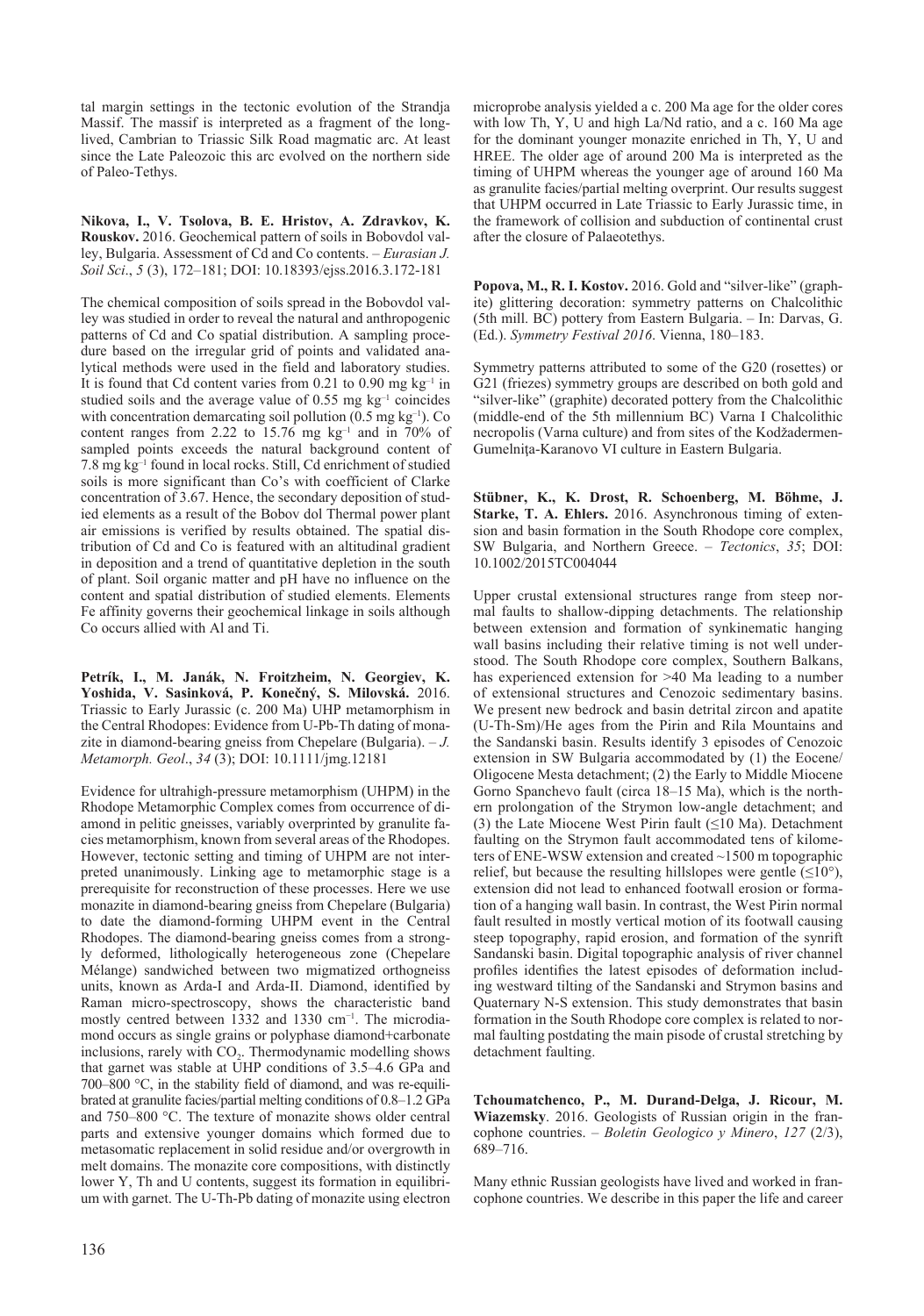tal margin settings in the tectonic evolution of the Strandja Massif. The massif is interpreted as a fragment of the long-lived, Cambrian to Triassic Silk Road magmatic arc. At least since the Late Paleozoic this arc evolved on the northern side of Paleo-Tethys.

**Nikova, I., V. Tsolova, B. E. Hristov, A. Zdravkov, K. Rouskov.** 2016. Geochemical pattern of soils in Bobovdol valley, Bulgaria. Assessment of Cd and Co contents. – *Eurasian J. Soil Sci*., *5* (3), 172–181; DOI: 10.18393/ejss.2016.3.172-181

The chemical composition of soils spread in the Bobovdol valley was studied in order to reveal the natural and anthropogenic patterns of Cd and Co spatial distribution. A sampling procedure based on the irregular grid of points and validated analytical methods were used in the field and laboratory studies. It is found that Cd content varies from 0.21 to 0.90 mg kg$^{-1}$ in studied soils and the average value of 0.55 mg kg$^{-1}$ coincides with concentration demarcating soil pollution (0.5 mg kg$^{-1}$). Co content ranges from 2.22 to 15.76 mg kg$^{-1}$ and in 70% of sampled points exceeds the natural background content of 7.8 mg kg$^{-1}$ found in local rocks. Still, Cd enrichment of studied soils is more significant than Co's with coefficient of Clarke concentration of 3.67. Hence, the secondary deposition of studied elements as a result of the Bobov dol Thermal power plant air emissions is verified by results obtained. The spatial distribution of Cd and Co is featured with an altitudinal gradient in deposition and a trend of quantitative depletion in the south of plant. Soil organic matter and pH have no influence on the content and spatial distribution of studied elements. Elements Fe affinity governs their geochemical linkage in soils although Co occurs allied with Al and Ti.

**Petrík, I., M. Janák, N. Froitzheim, N. Georgiev, K. Yoshida, V. Sasinková, P. Konečný, S. Milovská.** 2016. Triassic to Early Jurassic (c. 200 Ma) UHP metamorphism in the Central Rhodopes: Evidence from U-Pb-Th dating of monazite in diamond-bearing gneiss from Chepelare (Bulgaria). – *J. Metamorph. Geol*., *34* (3); DOI: 10.1111/jmg.12181

Evidence for ultrahigh-pressure metamorphism (UHPM) in the Rhodope Metamorphic Complex comes from occurrence of diamond in pelitic gneisses, variably overprinted by granulite facies metamorphism, known from several areas of the Rhodopes. However, tectonic setting and timing of UHPM are not interpreted unanimously. Linking age to metamorphic stage is a prerequisite for reconstruction of these processes. Here we use monazite in diamond-bearing gneiss from Chepelare (Bulgaria) to date the diamond-forming UHPM event in the Central Rhodopes. The diamond-bearing gneiss comes from a strongly deformed, lithologically heterogeneous zone (Chepelare Mélange) sandwiched between two migmatized orthogneiss units, known as Arda-I and Arda-II. Diamond, identified by Raman micro-spectroscopy, shows the characteristic band mostly centred between 1332 and 1330 cm$^{-1}$. The microdiamond occurs as single grains or polyphase diamond+carbonate inclusions, rarely with $CO_2$. Thermodynamic modelling shows that garnet was stable at UHP conditions of 3.5–4.6 GPa and 700–800 °C, in the stability field of diamond, and was re-equilibrated at granulite facies/partial melting conditions of 0.8–1.2 GPa and 750–800 °C. The texture of monazite shows older central parts and extensive younger domains which formed due to metasomatic replacement in solid residue and/or overgrowth in melt domains. The monazite core compositions, with distinctly lower Y, Th and U contents, suggest its formation in equilibrium with garnet. The U-Th-Pb dating of monazite using electron microprobe analysis yielded a c. 200 Ma age for the older cores with low Th, Y, U and high La/Nd ratio, and a c. 160 Ma age for the dominant younger monazite enriched in Th, Y, U and HREE. The older age of around 200 Ma is interpreted as the timing of UHPM whereas the younger age of around 160 Ma as granulite facies/partial melting overprint. Our results suggest that UHPM occurred in Late Triassic to Early Jurassic time, in the framework of collision and subduction of continental crust after the closure of Palaeotethys.

**Popova, M., R. I. Kostov.** 2016. Gold and "silver-like" (graphite) glittering decoration: symmetry patterns on Chalcolithic (5th mill. BC) pottery from Eastern Bulgaria. – In: Darvas, G. (Ed.). *Symmetry Festival 2016*. Vienna, 180–183.

Symmetry patterns attributed to some of the G20 (rosettes) or G21 (friezes) symmetry groups are described on both gold and "silver-like" (graphite) decorated pottery from the Chalcolithic (middle-end of the 5th millennium BC) Varna I Chalcolithic necropolis (Varna culture) and from sites of the Kodžadermen-Gumelniţa-Karanovo VI culture in Eastern Bulgaria.

**Stübner, K., K. Drost, R. Schoenberg, M. Böhme, J. Starke, T. A. Ehlers.** 2016. Asynchronous timing of extension and basin formation in the South Rhodope core complex, SW Bulgaria, and Northern Greece. – *Tectonics*, *35*; DOI: 10.1002/2015TC004044

Upper crustal extensional structures range from steep normal faults to shallow-dipping detachments. The relationship between extension and formation of synkinematic hanging wall basins including their relative timing is not well understood. The South Rhodope core complex, Southern Balkans, has experienced extension for >40 Ma leading to a number of extensional structures and Cenozoic sedimentary basins. We present new bedrock and basin detrital zircon and apatite (U-Th-Sm)/He ages from the Pirin and Rila Mountains and the Sandanski basin. Results identify 3 episodes of Cenozoic extension in SW Bulgaria accommodated by (1) the Eocene/Oligocene Mesta detachment; (2) the Early to Middle Miocene Gorno Spanchevo fault (circa 18–15 Ma), which is the northern prolongation of the Strymon low-angle detachment; and (3) the Late Miocene West Pirin fault (≤10 Ma). Detachment faulting on the Strymon fault accommodated tens of kilometers of ENE-WSW extension and created ~1500 m topographic relief, but because the resulting hillslopes were gentle (≤10°), extension did not lead to enhanced footwall erosion or formation of a hanging wall basin. In contrast, the West Pirin normal fault resulted in mostly vertical motion of its footwall causing steep topography, rapid erosion, and formation of the synrift Sandanski basin. Digital topographic analysis of river channel profiles identifies the latest episodes of deformation including westward tilting of the Sandanski and Strymon basins and Quaternary N-S extension. This study demonstrates that basin formation in the South Rhodope core complex is related to normal faulting postdating the main pisode of crustal stretching by detachment faulting.

**Tchoumatchenco, P., M. Durand-Delga, J. Ricour, M. Wiazemsky**. 2016. Geologists of Russian origin in the francophone countries. – *Boletin Geologico y Minero*, *127* (2/3), 689–716.

Many ethnic Russian geologists have lived and worked in francophone countries. We describe in this paper the life and career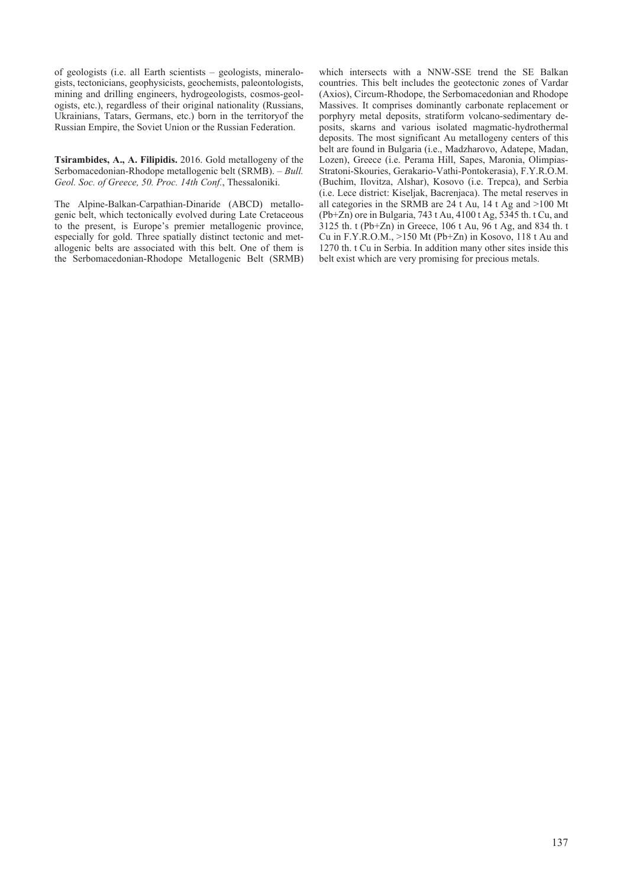of geologists (i.e. all Earth scientists – geologists, mineralogists, tectonicians, geophysicists, geochemists, paleontologists, mining and drilling engineers, hydrogeologists, cosmos-geologists, etc.), regardless of their original nationality (Russians, Ukrainians, Tatars, Germans, etc.) born in the territoryof the Russian Empire, the Soviet Union or the Russian Federation.

**Tsirambides, A., A. Filipidis.** 2016. Gold metallogeny of the Serbomacedonian-Rhodope metallogenic belt (SRMB). – *Bull. Geol. Soc. of Greece, 50. Proc. 14th Conf.*, Thessaloniki.

The Alpine-Balkan-Carpathian-Dinaride (ABCD) metallogenic belt, which tectonically evolved during Late Cretaceous to the present, is Europe's premier metallogenic province, especially for gold. Three spatially distinct tectonic and metallogenic belts are associated with this belt. One of them is the Serbomacedonian-Rhodope Metallogenic Belt (SRMB) which intersects with a NNW-SSE trend the SE Balkan countries. This belt includes the geotectonic zones of Vardar (Axios), Circum-Rhodope, the Serbomacedonian and Rhodope Massives. It comprises dominantly carbonate replacement or porphyry metal deposits, stratiform volcano-sedimentary deposits, skarns and various isolated magmatic-hydrothermal deposits. The most significant Au metallogeny centers of this belt are found in Bulgaria (i.e., Madzharovo, Adatepe, Madan, Lozen), Greece (i.e. Perama Hill, Sapes, Maronia, Olimpias-Stratoni-Skouries, Gerakario-Vathi-Pontokerasia), F.Y.R.O.M. (Buchim, Ilovitza, Alshar), Kosovo (i.e. Trepca), and Serbia (i.e. Lece district: Kiseljak, Bacrenjaca). The metal reserves in all categories in the SRMB are 24 t Au, 14 t Ag and >100 Mt (Pb+Zn) ore in Bulgaria, 743 t Au, 4100 t Ag, 5345 th. t Cu, and 3125 th. t (Pb+Zn) in Greece, 106 t Au, 96 t Ag, and 834 th. t Cu in F.Y.R.O.M., >150 Mt (Pb+Zn) in Kosovo, 118 t Au and 1270 th. t Cu in Serbia. In addition many other sites inside this belt exist which are very promising for precious metals.